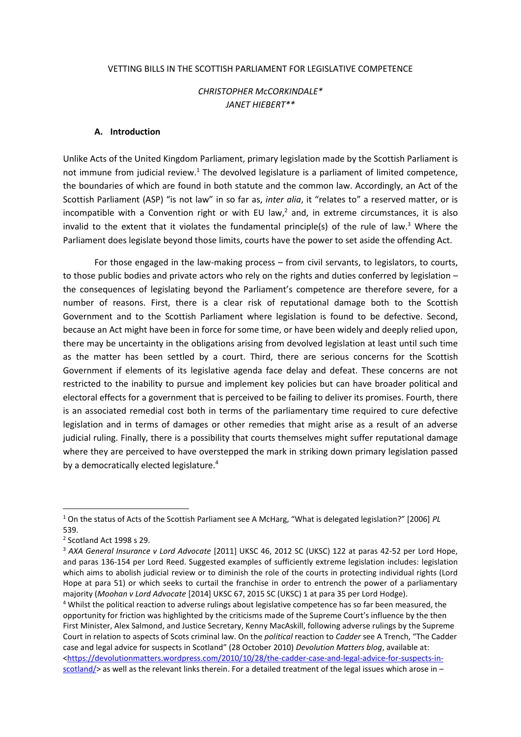VETTING BILLS IN THE SCOTTISH PARLIAMENT FOR LEGISLATIVE COMPETENCE

*CHRISTOPHER McCORKINDALE\**
*JANET HIEBERT\*\**

## A. Introduction

Unlike Acts of the United Kingdom Parliament, primary legislation made by the Scottish Parliament is not immune from judicial review.[1] The devolved legislature is a parliament of limited competence, the boundaries of which are found in both statute and the common law. Accordingly, an Act of the Scottish Parliament (ASP) "is not law" in so far as, *inter alia*, it "relates to" a reserved matter, or is incompatible with a Convention right or with EU law,[2] and, in extreme circumstances, it is also invalid to the extent that it violates the fundamental principle(s) of the rule of law.[3] Where the Parliament does legislate beyond those limits, courts have the power to set aside the offending Act.

For those engaged in the law-making process – from civil servants, to legislators, to courts, to those public bodies and private actors who rely on the rights and duties conferred by legislation – the consequences of legislating beyond the Parliament's competence are therefore severe, for a number of reasons. First, there is a clear risk of reputational damage both to the Scottish Government and to the Scottish Parliament where legislation is found to be defective. Second, because an Act might have been in force for some time, or have been widely and deeply relied upon, there may be uncertainty in the obligations arising from devolved legislation at least until such time as the matter has been settled by a court. Third, there are serious concerns for the Scottish Government if elements of its legislative agenda face delay and defeat. These concerns are not restricted to the inability to pursue and implement key policies but can have broader political and electoral effects for a government that is perceived to be failing to deliver its promises. Fourth, there is an associated remedial cost both in terms of the parliamentary time required to cure defective legislation and in terms of damages or other remedies that might arise as a result of an adverse judicial ruling. Finally, there is a possibility that courts themselves might suffer reputational damage where they are perceived to have overstepped the mark in striking down primary legislation passed by a democratically elected legislature.[4]

---

[1] On the status of Acts of the Scottish Parliament see A McHarg, "What is delegated legislation?" [2006] *PL* 539.

[2] Scotland Act 1998 s 29.

[3] *AXA General Insurance v Lord Advocate* [2011] UKSC 46, 2012 SC (UKSC) 122 at paras 42-52 per Lord Hope, and paras 136-154 per Lord Reed. Suggested examples of sufficiently extreme legislation includes: legislation which aims to abolish judicial review or to diminish the role of the courts in protecting individual rights (Lord Hope at para 51) or which seeks to curtail the franchise in order to entrench the power of a parliamentary majority (*Moohan v Lord Advocate* [2014] UKSC 67, 2015 SC (UKSC) 1 at para 35 per Lord Hodge).

[4] Whilst the political reaction to adverse rulings about legislative competence has so far been measured, the opportunity for friction was highlighted by the criticisms made of the Supreme Court's influence by the then First Minister, Alex Salmond, and Justice Secretary, Kenny MacAskill, following adverse rulings by the Supreme Court in relation to aspects of Scots criminal law. On the *political* reaction to *Cadder* see A Trench, "The Cadder case and legal advice for suspects in Scotland" (28 October 2010) *Devolution Matters blog*, available at: <https://devolutionmatters.wordpress.com/2010/10/28/the-cadder-case-and-legal-advice-for-suspects-in-scotland/> as well as the relevant links therein. For a detailed treatment of the legal issues which arose in –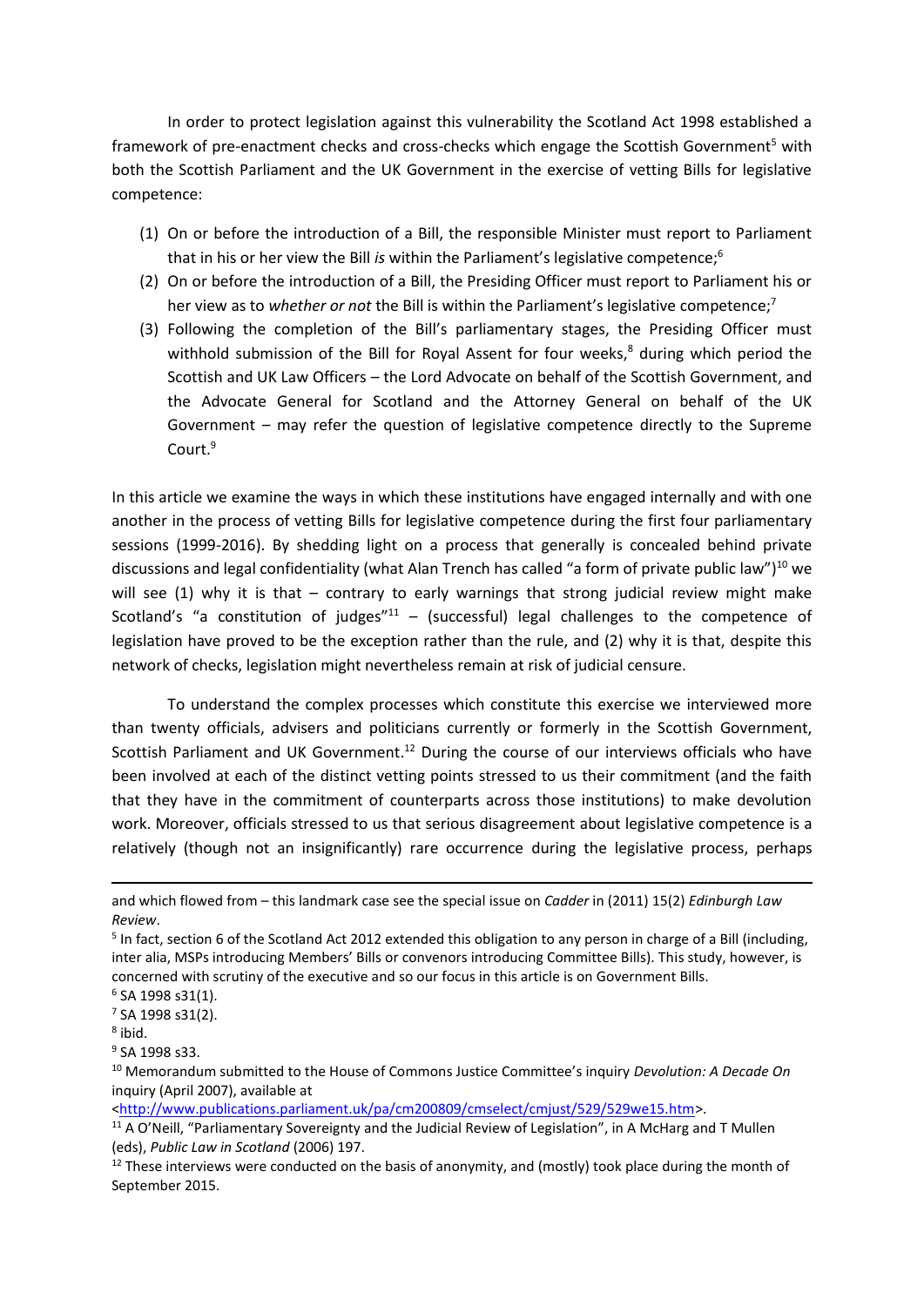In order to protect legislation against this vulnerability the Scotland Act 1998 established a framework of pre-enactment checks and cross-checks which engage the Scottish Government[5] with both the Scottish Parliament and the UK Government in the exercise of vetting Bills for legislative competence:

(1) On or before the introduction of a Bill, the responsible Minister must report to Parliament that in his or her view the Bill *is* within the Parliament's legislative competence;[6]
(2) On or before the introduction of a Bill, the Presiding Officer must report to Parliament his or her view as to *whether or not* the Bill is within the Parliament's legislative competence;[7]
(3) Following the completion of the Bill's parliamentary stages, the Presiding Officer must withhold submission of the Bill for Royal Assent for four weeks,[8] during which period the Scottish and UK Law Officers – the Lord Advocate on behalf of the Scottish Government, and the Advocate General for Scotland and the Attorney General on behalf of the UK Government – may refer the question of legislative competence directly to the Supreme Court.[9]

In this article we examine the ways in which these institutions have engaged internally and with one another in the process of vetting Bills for legislative competence during the first four parliamentary sessions (1999-2016). By shedding light on a process that generally is concealed behind private discussions and legal confidentiality (what Alan Trench has called "a form of private public law")[10] we will see (1) why it is that – contrary to early warnings that strong judicial review might make Scotland's "a constitution of judges"[11] – (successful) legal challenges to the competence of legislation have proved to be the exception rather than the rule, and (2) why it is that, despite this network of checks, legislation might nevertheless remain at risk of judicial censure.

To understand the complex processes which constitute this exercise we interviewed more than twenty officials, advisers and politicians currently or formerly in the Scottish Government, Scottish Parliament and UK Government.[12] During the course of our interviews officials who have been involved at each of the distinct vetting points stressed to us their commitment (and the faith that they have in the commitment of counterparts across those institutions) to make devolution work. Moreover, officials stressed to us that serious disagreement about legislative competence is a relatively (though not an insignificantly) rare occurrence during the legislative process, perhaps

---

and which flowed from – this landmark case see the special issue on *Cadder* in (2011) 15(2) *Edinburgh Law Review*.

[5] In fact, section 6 of the Scotland Act 2012 extended this obligation to any person in charge of a Bill (including, inter alia, MSPs introducing Members' Bills or convenors introducing Committee Bills). This study, however, is concerned with scrutiny of the executive and so our focus in this article is on Government Bills.

[6] SA 1998 s31(1).

[7] SA 1998 s31(2).

[8] ibid.

[9] SA 1998 s33.

[10] Memorandum submitted to the House of Commons Justice Committee's inquiry *Devolution: A Decade On* inquiry (April 2007), available at <http://www.publications.parliament.uk/pa/cm200809/cmselect/cmjust/529/529we15.htm>.

[11] A O'Neill, "Parliamentary Sovereignty and the Judicial Review of Legislation", in A McHarg and T Mullen (eds), *Public Law in Scotland* (2006) 197.

[12] These interviews were conducted on the basis of anonymity, and (mostly) took place during the month of September 2015.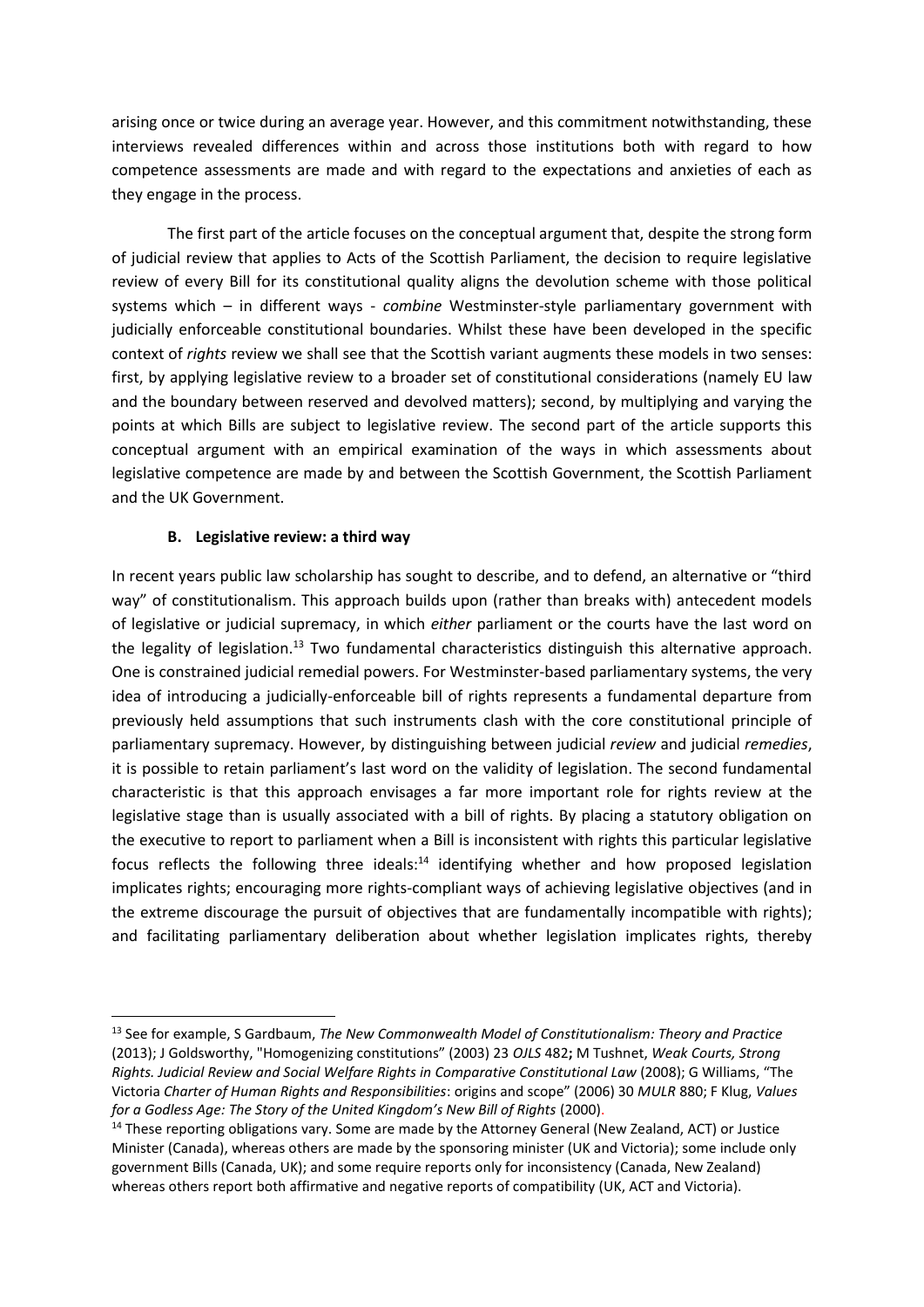arising once or twice during an average year. However, and this commitment notwithstanding, these interviews revealed differences within and across those institutions both with regard to how competence assessments are made and with regard to the expectations and anxieties of each as they engage in the process.

The first part of the article focuses on the conceptual argument that, despite the strong form of judicial review that applies to Acts of the Scottish Parliament, the decision to require legislative review of every Bill for its constitutional quality aligns the devolution scheme with those political systems which – in different ways - *combine* Westminster-style parliamentary government with judicially enforceable constitutional boundaries. Whilst these have been developed in the specific context of *rights* review we shall see that the Scottish variant augments these models in two senses: first, by applying legislative review to a broader set of constitutional considerations (namely EU law and the boundary between reserved and devolved matters); second, by multiplying and varying the points at which Bills are subject to legislative review. The second part of the article supports this conceptual argument with an empirical examination of the ways in which assessments about legislative competence are made by and between the Scottish Government, the Scottish Parliament and the UK Government.

### B. Legislative review: a third way

In recent years public law scholarship has sought to describe, and to defend, an alternative or "third way" of constitutionalism. This approach builds upon (rather than breaks with) antecedent models of legislative or judicial supremacy, in which *either* parliament or the courts have the last word on the legality of legislation.[13] Two fundamental characteristics distinguish this alternative approach. One is constrained judicial remedial powers. For Westminster-based parliamentary systems, the very idea of introducing a judicially-enforceable bill of rights represents a fundamental departure from previously held assumptions that such instruments clash with the core constitutional principle of parliamentary supremacy. However, by distinguishing between judicial *review* and judicial *remedies*, it is possible to retain parliament's last word on the validity of legislation. The second fundamental characteristic is that this approach envisages a far more important role for rights review at the legislative stage than is usually associated with a bill of rights. By placing a statutory obligation on the executive to report to parliament when a Bill is inconsistent with rights this particular legislative focus reflects the following three ideals:[14] identifying whether and how proposed legislation implicates rights; encouraging more rights-compliant ways of achieving legislative objectives (and in the extreme discourage the pursuit of objectives that are fundamentally incompatible with rights); and facilitating parliamentary deliberation about whether legislation implicates rights, thereby

---

[13] See for example, S Gardbaum, *The New Commonwealth Model of Constitutionalism: Theory and Practice* (2013); J Goldsworthy, "Homogenizing constitutions" (2003) 23 *OJLS* 482**;** M Tushnet, *Weak Courts, Strong Rights. Judicial Review and Social Welfare Rights in Comparative Constitutional Law* (2008); G Williams, "The Victoria *Charter of Human Rights and Responsibilities*: origins and scope" (2006) 30 *MULR* 880; F Klug, *Values for a Godless Age: The Story of the United Kingdom's New Bill of Rights* (2000).

[14] These reporting obligations vary. Some are made by the Attorney General (New Zealand, ACT) or Justice Minister (Canada), whereas others are made by the sponsoring minister (UK and Victoria); some include only government Bills (Canada, UK); and some require reports only for inconsistency (Canada, New Zealand) whereas others report both affirmative and negative reports of compatibility (UK, ACT and Victoria).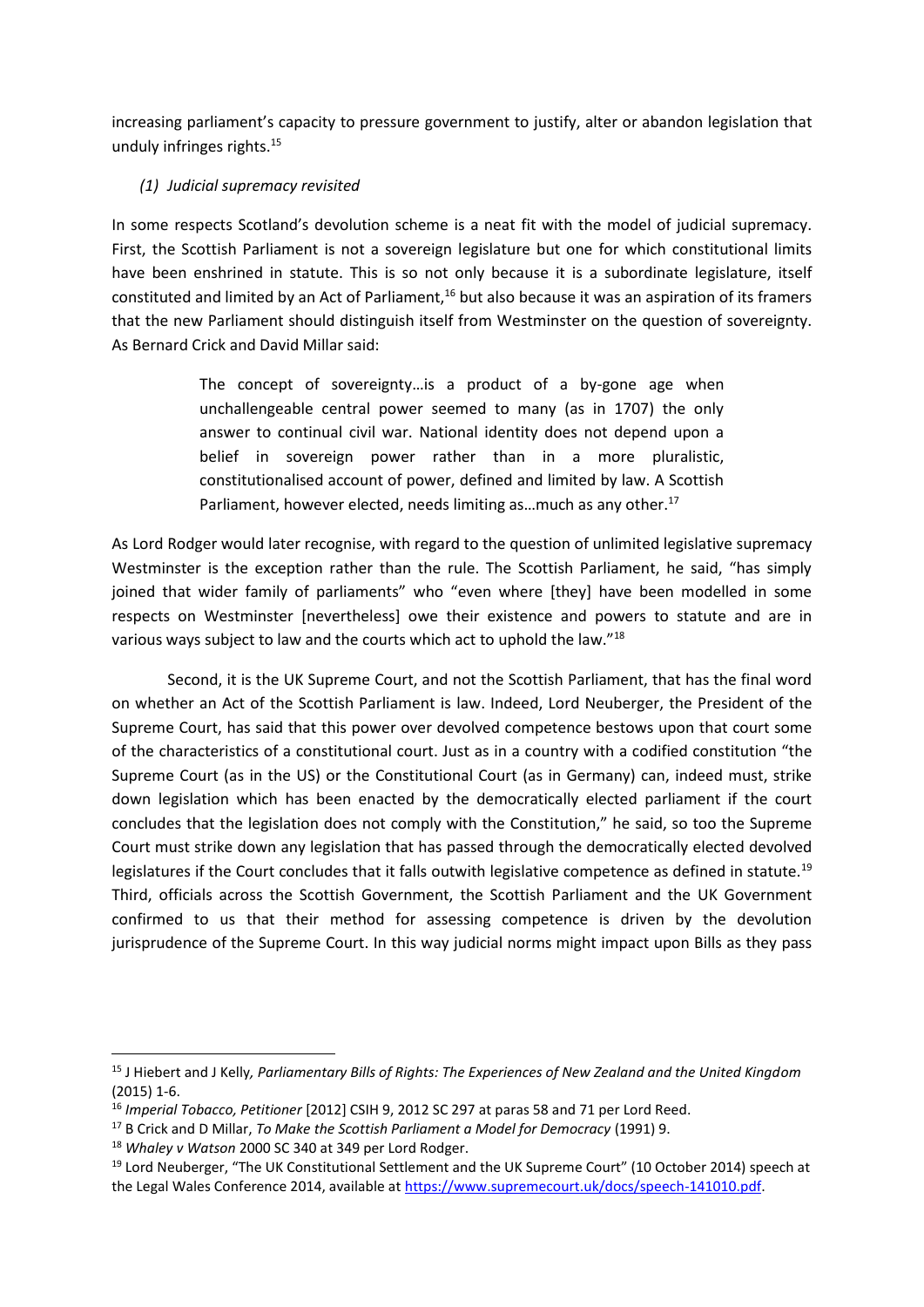increasing parliament's capacity to pressure government to justify, alter or abandon legislation that unduly infringes rights.[15]

### *(1) Judicial supremacy revisited*

In some respects Scotland's devolution scheme is a neat fit with the model of judicial supremacy. First, the Scottish Parliament is not a sovereign legislature but one for which constitutional limits have been enshrined in statute. This is so not only because it is a subordinate legislature, itself constituted and limited by an Act of Parliament,[16] but also because it was an aspiration of its framers that the new Parliament should distinguish itself from Westminster on the question of sovereignty. As Bernard Crick and David Millar said:

> The concept of sovereignty…is a product of a by-gone age when unchallengeable central power seemed to many (as in 1707) the only answer to continual civil war. National identity does not depend upon a belief in sovereign power rather than in a more pluralistic, constitutionalised account of power, defined and limited by law. A Scottish Parliament, however elected, needs limiting as…much as any other.[17]

As Lord Rodger would later recognise, with regard to the question of unlimited legislative supremacy Westminster is the exception rather than the rule. The Scottish Parliament, he said, "has simply joined that wider family of parliaments" who "even where [they] have been modelled in some respects on Westminster [nevertheless] owe their existence and powers to statute and are in various ways subject to law and the courts which act to uphold the law."[18]

Second, it is the UK Supreme Court, and not the Scottish Parliament, that has the final word on whether an Act of the Scottish Parliament is law. Indeed, Lord Neuberger, the President of the Supreme Court, has said that this power over devolved competence bestows upon that court some of the characteristics of a constitutional court. Just as in a country with a codified constitution "the Supreme Court (as in the US) or the Constitutional Court (as in Germany) can, indeed must, strike down legislation which has been enacted by the democratically elected parliament if the court concludes that the legislation does not comply with the Constitution," he said, so too the Supreme Court must strike down any legislation that has passed through the democratically elected devolved legislatures if the Court concludes that it falls outwith legislative competence as defined in statute.[19] Third, officials across the Scottish Government, the Scottish Parliament and the UK Government confirmed to us that their method for assessing competence is driven by the devolution jurisprudence of the Supreme Court. In this way judicial norms might impact upon Bills as they pass

---

[15] J Hiebert and J Kelly, *Parliamentary Bills of Rights: The Experiences of New Zealand and the United Kingdom* (2015) 1-6.

[16] *Imperial Tobacco, Petitioner* [2012] CSIH 9, 2012 SC 297 at paras 58 and 71 per Lord Reed.

[17] B Crick and D Millar, *To Make the Scottish Parliament a Model for Democracy* (1991) 9.

[18] *Whaley v Watson* 2000 SC 340 at 349 per Lord Rodger.

[19] Lord Neuberger, "The UK Constitutional Settlement and the UK Supreme Court" (10 October 2014) speech at the Legal Wales Conference 2014, available at https://www.supremecourt.uk/docs/speech-141010.pdf.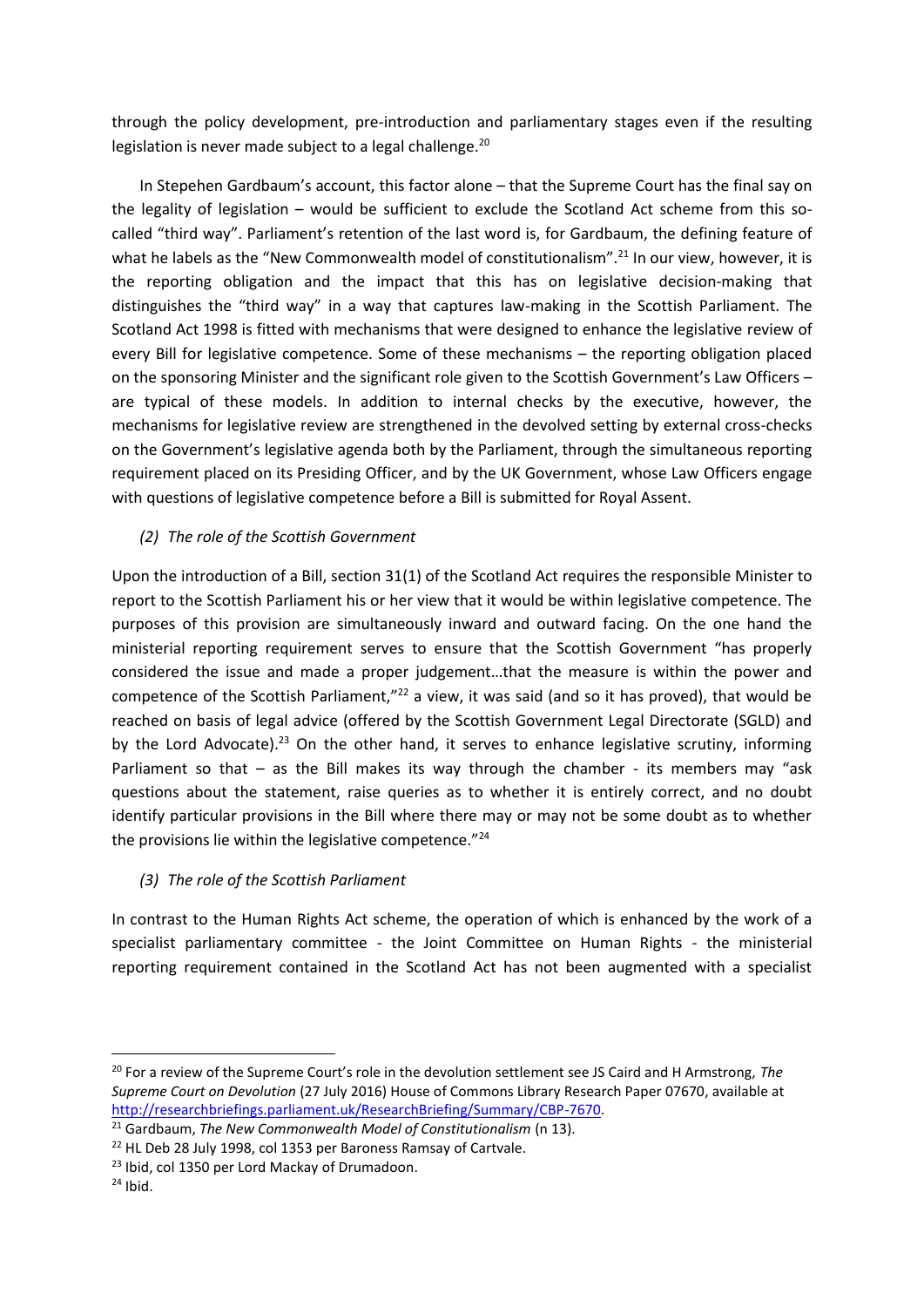through the policy development, pre-introduction and parliamentary stages even if the resulting legislation is never made subject to a legal challenge.[20]

In Stepehen Gardbaum's account, this factor alone – that the Supreme Court has the final say on the legality of legislation – would be sufficient to exclude the Scotland Act scheme from this so-called "third way". Parliament's retention of the last word is, for Gardbaum, the defining feature of what he labels as the "New Commonwealth model of constitutionalism".[21] In our view, however, it is the reporting obligation and the impact that this has on legislative decision-making that distinguishes the "third way" in a way that captures law-making in the Scottish Parliament. The Scotland Act 1998 is fitted with mechanisms that were designed to enhance the legislative review of every Bill for legislative competence. Some of these mechanisms – the reporting obligation placed on the sponsoring Minister and the significant role given to the Scottish Government's Law Officers – are typical of these models. In addition to internal checks by the executive, however, the mechanisms for legislative review are strengthened in the devolved setting by external cross-checks on the Government's legislative agenda both by the Parliament, through the simultaneous reporting requirement placed on its Presiding Officer, and by the UK Government, whose Law Officers engage with questions of legislative competence before a Bill is submitted for Royal Assent.

### *(2) The role of the Scottish Government*

Upon the introduction of a Bill, section 31(1) of the Scotland Act requires the responsible Minister to report to the Scottish Parliament his or her view that it would be within legislative competence. The purposes of this provision are simultaneously inward and outward facing. On the one hand the ministerial reporting requirement serves to ensure that the Scottish Government "has properly considered the issue and made a proper judgement…that the measure is within the power and competence of the Scottish Parliament,"[22] a view, it was said (and so it has proved), that would be reached on basis of legal advice (offered by the Scottish Government Legal Directorate (SGLD) and by the Lord Advocate).[23] On the other hand, it serves to enhance legislative scrutiny, informing Parliament so that – as the Bill makes its way through the chamber - its members may "ask questions about the statement, raise queries as to whether it is entirely correct, and no doubt identify particular provisions in the Bill where there may or may not be some doubt as to whether the provisions lie within the legislative competence."[24]

### *(3) The role of the Scottish Parliament*

In contrast to the Human Rights Act scheme, the operation of which is enhanced by the work of a specialist parliamentary committee - the Joint Committee on Human Rights - the ministerial reporting requirement contained in the Scotland Act has not been augmented with a specialist

---

[20] For a review of the Supreme Court's role in the devolution settlement see JS Caird and H Armstrong, *The Supreme Court on Devolution* (27 July 2016) House of Commons Library Research Paper 07670, available at http://researchbriefings.parliament.uk/ResearchBriefing/Summary/CBP-7670.

[21] Gardbaum, *The New Commonwealth Model of Constitutionalism* (n 13).

[22] HL Deb 28 July 1998, col 1353 per Baroness Ramsay of Cartvale.

[23] Ibid, col 1350 per Lord Mackay of Drumadoon.

[24] Ibid.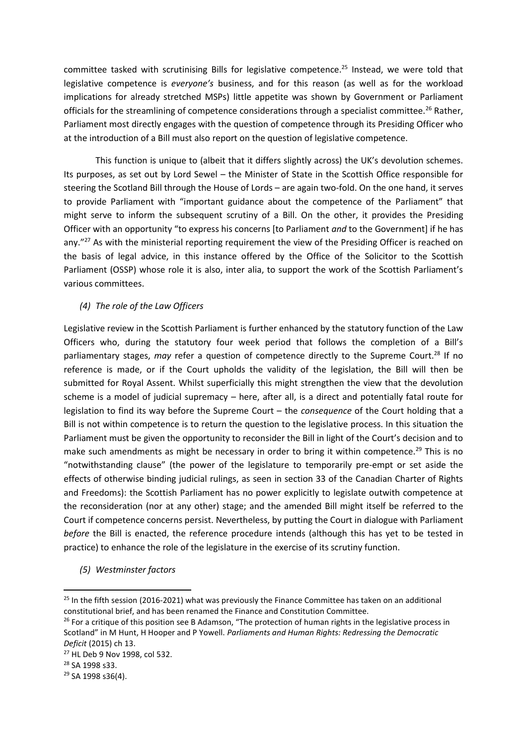committee tasked with scrutinising Bills for legislative competence.[25] Instead, we were told that legislative competence is *everyone's* business, and for this reason (as well as for the workload implications for already stretched MSPs) little appetite was shown by Government or Parliament officials for the streamlining of competence considerations through a specialist committee.[26] Rather, Parliament most directly engages with the question of competence through its Presiding Officer who at the introduction of a Bill must also report on the question of legislative competence.

This function is unique to (albeit that it differs slightly across) the UK's devolution schemes. Its purposes, as set out by Lord Sewel – the Minister of State in the Scottish Office responsible for steering the Scotland Bill through the House of Lords – are again two-fold. On the one hand, it serves to provide Parliament with "important guidance about the competence of the Parliament" that might serve to inform the subsequent scrutiny of a Bill. On the other, it provides the Presiding Officer with an opportunity "to express his concerns [to Parliament *and* to the Government] if he has any."[27] As with the ministerial reporting requirement the view of the Presiding Officer is reached on the basis of legal advice, in this instance offered by the Office of the Solicitor to the Scottish Parliament (OSSP) whose role it is also, inter alia, to support the work of the Scottish Parliament's various committees.

### *(4) The role of the Law Officers*

Legislative review in the Scottish Parliament is further enhanced by the statutory function of the Law Officers who, during the statutory four week period that follows the completion of a Bill's parliamentary stages, *may* refer a question of competence directly to the Supreme Court.[28] If no reference is made, or if the Court upholds the validity of the legislation, the Bill will then be submitted for Royal Assent. Whilst superficially this might strengthen the view that the devolution scheme is a model of judicial supremacy – here, after all, is a direct and potentially fatal route for legislation to find its way before the Supreme Court – the *consequence* of the Court holding that a Bill is not within competence is to return the question to the legislative process. In this situation the Parliament must be given the opportunity to reconsider the Bill in light of the Court's decision and to make such amendments as might be necessary in order to bring it within competence.[29] This is no "notwithstanding clause" (the power of the legislature to temporarily pre-empt or set aside the effects of otherwise binding judicial rulings, as seen in section 33 of the Canadian Charter of Rights and Freedoms): the Scottish Parliament has no power explicitly to legislate outwith competence at the reconsideration (nor at any other) stage; and the amended Bill might itself be referred to the Court if competence concerns persist. Nevertheless, by putting the Court in dialogue with Parliament *before* the Bill is enacted, the reference procedure intends (although this has yet to be tested in practice) to enhance the role of the legislature in the exercise of its scrutiny function.

### *(5) Westminster factors*

---

[25] In the fifth session (2016-2021) what was previously the Finance Committee has taken on an additional constitutional brief, and has been renamed the Finance and Constitution Committee.

[26] For a critique of this position see B Adamson, "The protection of human rights in the legislative process in Scotland" in M Hunt, H Hooper and P Yowell. *Parliaments and Human Rights: Redressing the Democratic Deficit* (2015) ch 13.

[27] HL Deb 9 Nov 1998, col 532.

[28] SA 1998 s33.

[29] SA 1998 s36(4).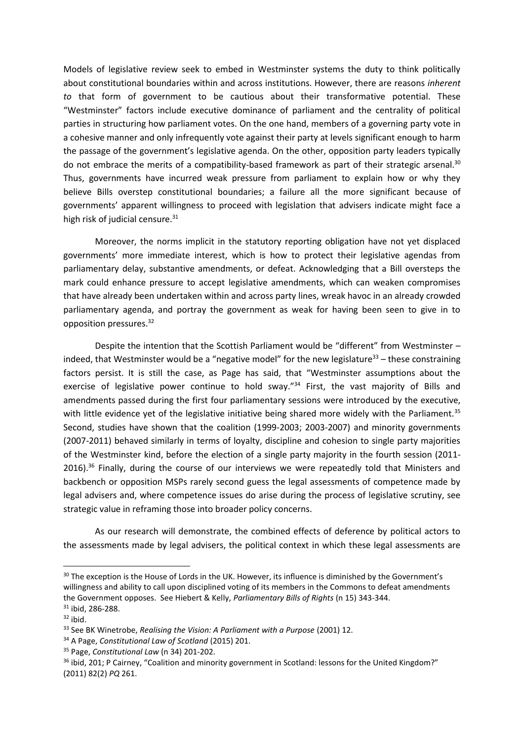Models of legislative review seek to embed in Westminster systems the duty to think politically about constitutional boundaries within and across institutions. However, there are reasons *inherent to* that form of government to be cautious about their transformative potential. These "Westminster" factors include executive dominance of parliament and the centrality of political parties in structuring how parliament votes. On the one hand, members of a governing party vote in a cohesive manner and only infrequently vote against their party at levels significant enough to harm the passage of the government's legislative agenda. On the other, opposition party leaders typically do not embrace the merits of a compatibility-based framework as part of their strategic arsenal.[30] Thus, governments have incurred weak pressure from parliament to explain how or why they believe Bills overstep constitutional boundaries; a failure all the more significant because of governments' apparent willingness to proceed with legislation that advisers indicate might face a high risk of judicial censure.[31]

Moreover, the norms implicit in the statutory reporting obligation have not yet displaced governments' more immediate interest, which is how to protect their legislative agendas from parliamentary delay, substantive amendments, or defeat. Acknowledging that a Bill oversteps the mark could enhance pressure to accept legislative amendments, which can weaken compromises that have already been undertaken within and across party lines, wreak havoc in an already crowded parliamentary agenda, and portray the government as weak for having been seen to give in to opposition pressures.[32]

Despite the intention that the Scottish Parliament would be "different" from Westminster – indeed, that Westminster would be a "negative model" for the new legislature[33] – these constraining factors persist. It is still the case, as Page has said, that "Westminster assumptions about the exercise of legislative power continue to hold sway."[34] First, the vast majority of Bills and amendments passed during the first four parliamentary sessions were introduced by the executive, with little evidence yet of the legislative initiative being shared more widely with the Parliament.[35] Second, studies have shown that the coalition (1999-2003; 2003-2007) and minority governments (2007-2011) behaved similarly in terms of loyalty, discipline and cohesion to single party majorities of the Westminster kind, before the election of a single party majority in the fourth session (2011-2016).[36] Finally, during the course of our interviews we were repeatedly told that Ministers and backbench or opposition MSPs rarely second guess the legal assessments of competence made by legal advisers and, where competence issues do arise during the process of legislative scrutiny, see strategic value in reframing those into broader policy concerns.

As our research will demonstrate, the combined effects of deference by political actors to the assessments made by legal advisers, the political context in which these legal assessments are

---

[30] The exception is the House of Lords in the UK. However, its influence is diminished by the Government's willingness and ability to call upon disciplined voting of its members in the Commons to defeat amendments the Government opposes. See Hiebert & Kelly, *Parliamentary Bills of Rights* (n 15) 343-344.

[31] ibid, 286-288.

[32] ibid.

[33] See BK Winetrobe, *Realising the Vision: A Parliament with a Purpose* (2001) 12.

[34] A Page, *Constitutional Law of Scotland* (2015) 201.

[35] Page, *Constitutional Law* (n 34) 201-202.

[36] ibid, 201; P Cairney, "Coalition and minority government in Scotland: lessons for the United Kingdom?" (2011) 82(2) *PQ* 261.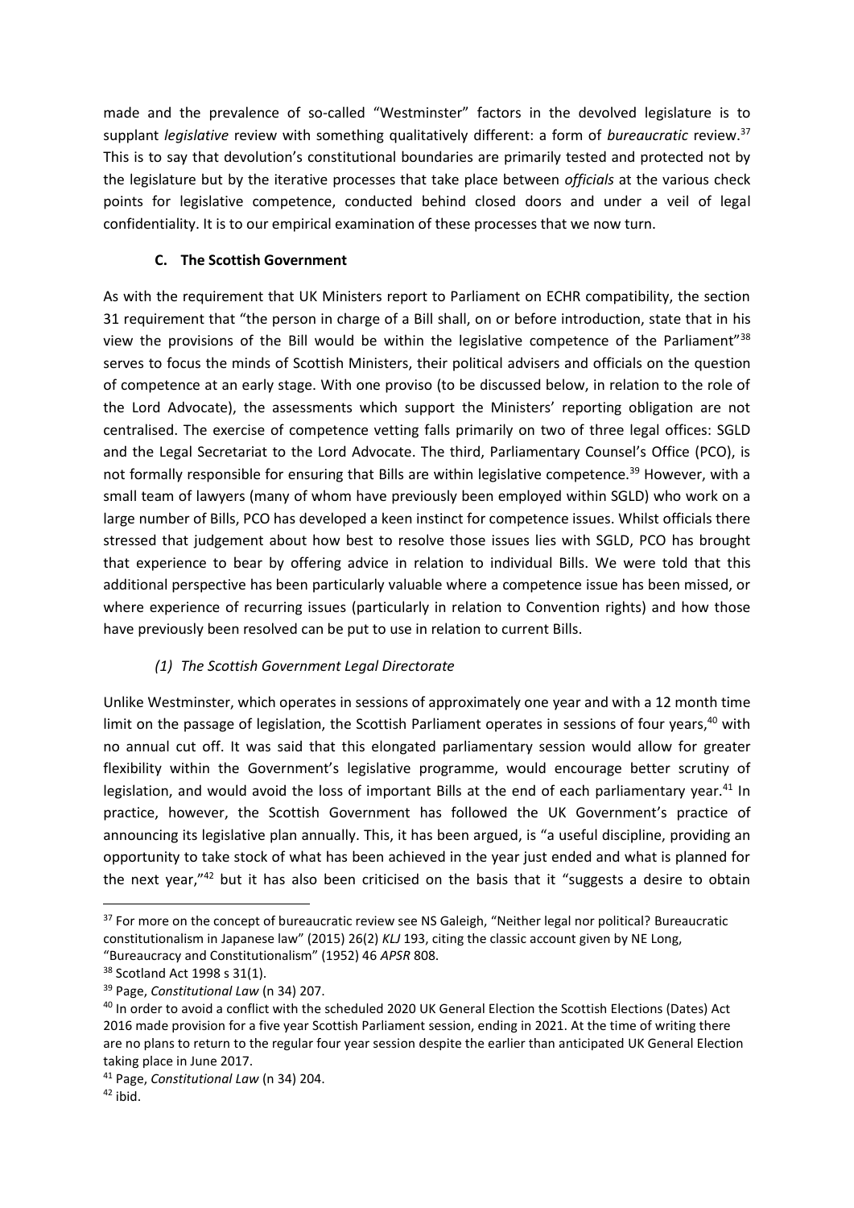made and the prevalence of so-called "Westminster" factors in the devolved legislature is to supplant *legislative* review with something qualitatively different: a form of *bureaucratic* review.[37] This is to say that devolution's constitutional boundaries are primarily tested and protected not by the legislature but by the iterative processes that take place between *officials* at the various check points for legislative competence, conducted behind closed doors and under a veil of legal confidentiality. It is to our empirical examination of these processes that we now turn.

### C. The Scottish Government

As with the requirement that UK Ministers report to Parliament on ECHR compatibility, the section 31 requirement that "the person in charge of a Bill shall, on or before introduction, state that in his view the provisions of the Bill would be within the legislative competence of the Parliament"[38] serves to focus the minds of Scottish Ministers, their political advisers and officials on the question of competence at an early stage. With one proviso (to be discussed below, in relation to the role of the Lord Advocate), the assessments which support the Ministers' reporting obligation are not centralised. The exercise of competence vetting falls primarily on two of three legal offices: SGLD and the Legal Secretariat to the Lord Advocate. The third, Parliamentary Counsel's Office (PCO), is not formally responsible for ensuring that Bills are within legislative competence.[39] However, with a small team of lawyers (many of whom have previously been employed within SGLD) who work on a large number of Bills, PCO has developed a keen instinct for competence issues. Whilst officials there stressed that judgement about how best to resolve those issues lies with SGLD, PCO has brought that experience to bear by offering advice in relation to individual Bills. We were told that this additional perspective has been particularly valuable where a competence issue has been missed, or where experience of recurring issues (particularly in relation to Convention rights) and how those have previously been resolved can be put to use in relation to current Bills.

#### (1) The Scottish Government Legal Directorate

Unlike Westminster, which operates in sessions of approximately one year and with a 12 month time limit on the passage of legislation, the Scottish Parliament operates in sessions of four years,[40] with no annual cut off. It was said that this elongated parliamentary session would allow for greater flexibility within the Government's legislative programme, would encourage better scrutiny of legislation, and would avoid the loss of important Bills at the end of each parliamentary year.[41] In practice, however, the Scottish Government has followed the UK Government's practice of announcing its legislative plan annually. This, it has been argued, is "a useful discipline, providing an opportunity to take stock of what has been achieved in the year just ended and what is planned for the next year,"[42] but it has also been criticised on the basis that it "suggests a desire to obtain

---

[37] For more on the concept of bureaucratic review see NS Galeigh, "Neither legal nor political? Bureaucratic constitutionalism in Japanese law" (2015) 26(2) *KLJ* 193, citing the classic account given by NE Long, "Bureaucracy and Constitutionalism" (1952) 46 *APSR* 808.

[38] Scotland Act 1998 s 31(1).

[39] Page, *Constitutional Law* (n 34) 207.

[40] In order to avoid a conflict with the scheduled 2020 UK General Election the Scottish Elections (Dates) Act 2016 made provision for a five year Scottish Parliament session, ending in 2021. At the time of writing there are no plans to return to the regular four year session despite the earlier than anticipated UK General Election taking place in June 2017.

[41] Page, *Constitutional Law* (n 34) 204.

[42] ibid.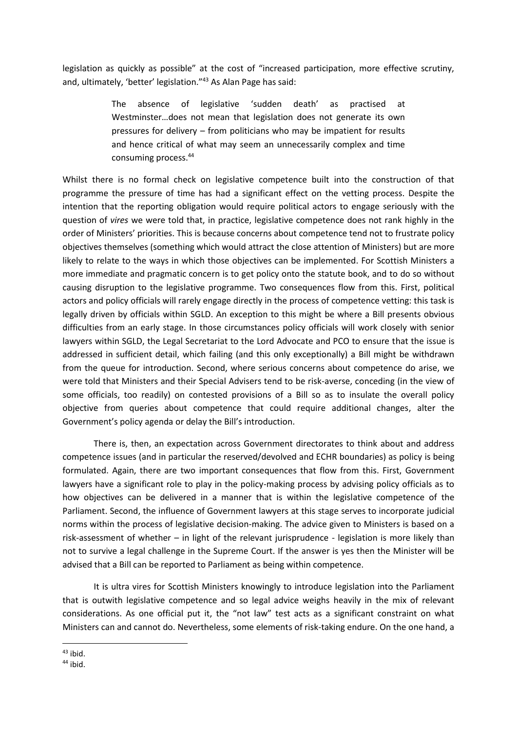legislation as quickly as possible" at the cost of "increased participation, more effective scrutiny, and, ultimately, 'better' legislation."[43] As Alan Page has said:

> The absence of legislative 'sudden death' as practised at Westminster…does not mean that legislation does not generate its own pressures for delivery – from politicians who may be impatient for results and hence critical of what may seem an unnecessarily complex and time consuming process.[44]

Whilst there is no formal check on legislative competence built into the construction of that programme the pressure of time has had a significant effect on the vetting process. Despite the intention that the reporting obligation would require political actors to engage seriously with the question of *vires* we were told that, in practice, legislative competence does not rank highly in the order of Ministers' priorities. This is because concerns about competence tend not to frustrate policy objectives themselves (something which would attract the close attention of Ministers) but are more likely to relate to the ways in which those objectives can be implemented. For Scottish Ministers a more immediate and pragmatic concern is to get policy onto the statute book, and to do so without causing disruption to the legislative programme. Two consequences flow from this. First, political actors and policy officials will rarely engage directly in the process of competence vetting: this task is legally driven by officials within SGLD. An exception to this might be where a Bill presents obvious difficulties from an early stage. In those circumstances policy officials will work closely with senior lawyers within SGLD, the Legal Secretariat to the Lord Advocate and PCO to ensure that the issue is addressed in sufficient detail, which failing (and this only exceptionally) a Bill might be withdrawn from the queue for introduction. Second, where serious concerns about competence do arise, we were told that Ministers and their Special Advisers tend to be risk-averse, conceding (in the view of some officials, too readily) on contested provisions of a Bill so as to insulate the overall policy objective from queries about competence that could require additional changes, alter the Government's policy agenda or delay the Bill's introduction.

There is, then, an expectation across Government directorates to think about and address competence issues (and in particular the reserved/devolved and ECHR boundaries) as policy is being formulated. Again, there are two important consequences that flow from this. First, Government lawyers have a significant role to play in the policy-making process by advising policy officials as to how objectives can be delivered in a manner that is within the legislative competence of the Parliament. Second, the influence of Government lawyers at this stage serves to incorporate judicial norms within the process of legislative decision-making. The advice given to Ministers is based on a risk-assessment of whether – in light of the relevant jurisprudence - legislation is more likely than not to survive a legal challenge in the Supreme Court. If the answer is yes then the Minister will be advised that a Bill can be reported to Parliament as being within competence.

It is ultra vires for Scottish Ministers knowingly to introduce legislation into the Parliament that is outwith legislative competence and so legal advice weighs heavily in the mix of relevant considerations. As one official put it, the "not law" test acts as a significant constraint on what Ministers can and cannot do. Nevertheless, some elements of risk-taking endure. On the one hand, a

---

[43] ibid.

[44] ibid.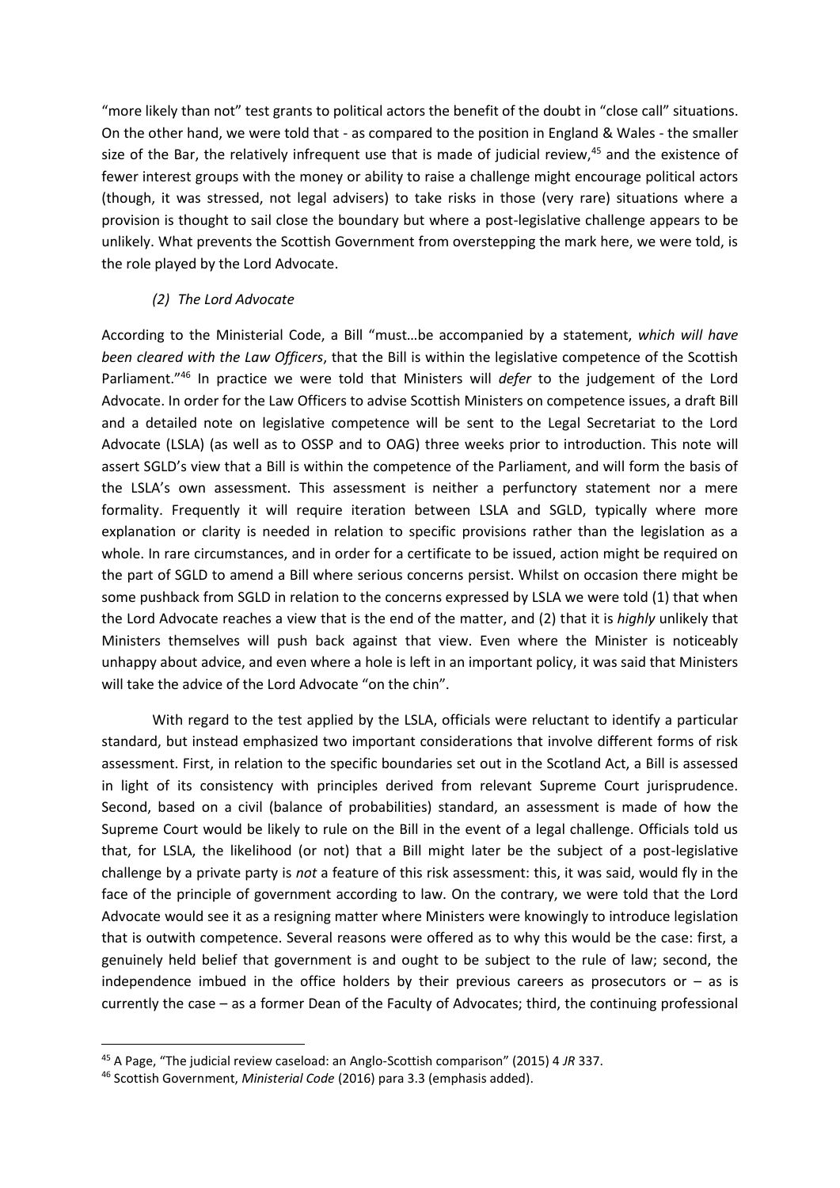"more likely than not" test grants to political actors the benefit of the doubt in "close call" situations. On the other hand, we were told that - as compared to the position in England & Wales - the smaller size of the Bar, the relatively infrequent use that is made of judicial review,[45] and the existence of fewer interest groups with the money or ability to raise a challenge might encourage political actors (though, it was stressed, not legal advisers) to take risks in those (very rare) situations where a provision is thought to sail close the boundary but where a post-legislative challenge appears to be unlikely. What prevents the Scottish Government from overstepping the mark here, we were told, is the role played by the Lord Advocate.

### *(2) The Lord Advocate*

According to the Ministerial Code, a Bill "must…be accompanied by a statement, *which will have been cleared with the Law Officers*, that the Bill is within the legislative competence of the Scottish Parliament."[46] In practice we were told that Ministers will *defer* to the judgement of the Lord Advocate. In order for the Law Officers to advise Scottish Ministers on competence issues, a draft Bill and a detailed note on legislative competence will be sent to the Legal Secretariat to the Lord Advocate (LSLA) (as well as to OSSP and to OAG) three weeks prior to introduction. This note will assert SGLD's view that a Bill is within the competence of the Parliament, and will form the basis of the LSLA's own assessment. This assessment is neither a perfunctory statement nor a mere formality. Frequently it will require iteration between LSLA and SGLD, typically where more explanation or clarity is needed in relation to specific provisions rather than the legislation as a whole. In rare circumstances, and in order for a certificate to be issued, action might be required on the part of SGLD to amend a Bill where serious concerns persist. Whilst on occasion there might be some pushback from SGLD in relation to the concerns expressed by LSLA we were told (1) that when the Lord Advocate reaches a view that is the end of the matter, and (2) that it is *highly* unlikely that Ministers themselves will push back against that view. Even where the Minister is noticeably unhappy about advice, and even where a hole is left in an important policy, it was said that Ministers will take the advice of the Lord Advocate "on the chin".

With regard to the test applied by the LSLA, officials were reluctant to identify a particular standard, but instead emphasized two important considerations that involve different forms of risk assessment. First, in relation to the specific boundaries set out in the Scotland Act, a Bill is assessed in light of its consistency with principles derived from relevant Supreme Court jurisprudence. Second, based on a civil (balance of probabilities) standard, an assessment is made of how the Supreme Court would be likely to rule on the Bill in the event of a legal challenge. Officials told us that, for LSLA, the likelihood (or not) that a Bill might later be the subject of a post-legislative challenge by a private party is *not* a feature of this risk assessment: this, it was said, would fly in the face of the principle of government according to law. On the contrary, we were told that the Lord Advocate would see it as a resigning matter where Ministers were knowingly to introduce legislation that is outwith competence. Several reasons were offered as to why this would be the case: first, a genuinely held belief that government is and ought to be subject to the rule of law; second, the independence imbued in the office holders by their previous careers as prosecutors or – as is currently the case – as a former Dean of the Faculty of Advocates; third, the continuing professional

[45] A Page, "The judicial review caseload: an Anglo-Scottish comparison" (2015) 4 *JR* 337.

[46] Scottish Government, *Ministerial Code* (2016) para 3.3 (emphasis added).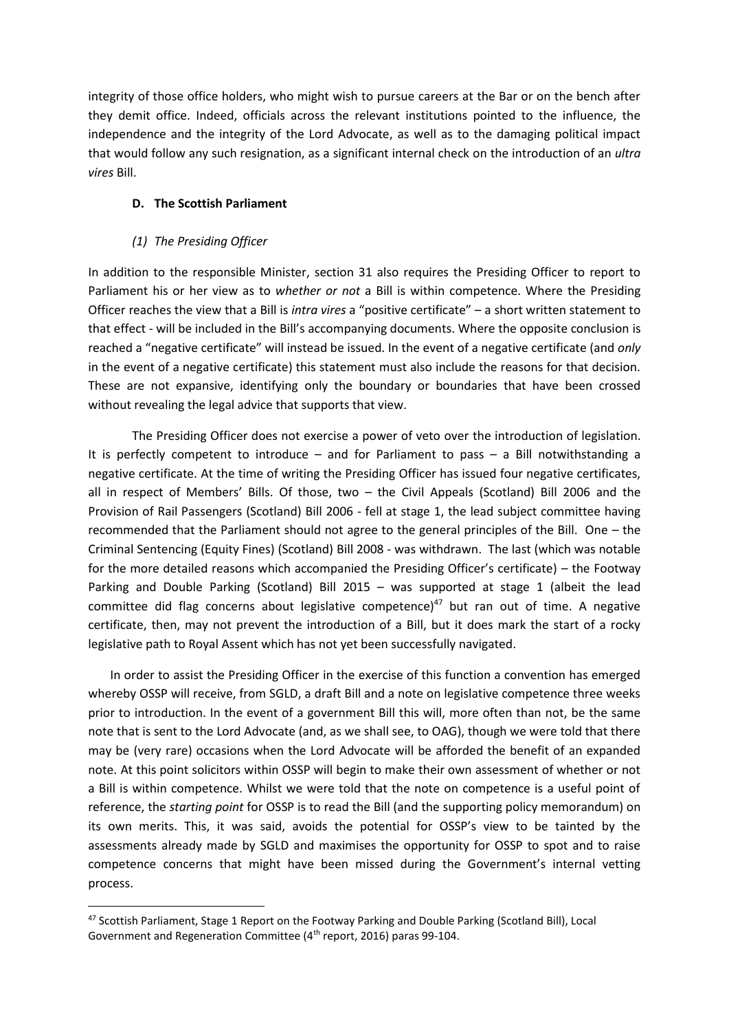integrity of those office holders, who might wish to pursue careers at the Bar or on the bench after they demit office. Indeed, officials across the relevant institutions pointed to the influence, the independence and the integrity of the Lord Advocate, as well as to the damaging political impact that would follow any such resignation, as a significant internal check on the introduction of an *ultra vires* Bill.

### D. The Scottish Parliament

#### *(1) The Presiding Officer*

In addition to the responsible Minister, section 31 also requires the Presiding Officer to report to Parliament his or her view as to *whether or not* a Bill is within competence. Where the Presiding Officer reaches the view that a Bill is *intra vires* a "positive certificate" – a short written statement to that effect - will be included in the Bill's accompanying documents. Where the opposite conclusion is reached a "negative certificate" will instead be issued. In the event of a negative certificate (and *only* in the event of a negative certificate) this statement must also include the reasons for that decision. These are not expansive, identifying only the boundary or boundaries that have been crossed without revealing the legal advice that supports that view.

The Presiding Officer does not exercise a power of veto over the introduction of legislation. It is perfectly competent to introduce – and for Parliament to pass – a Bill notwithstanding a negative certificate. At the time of writing the Presiding Officer has issued four negative certificates, all in respect of Members' Bills. Of those, two – the Civil Appeals (Scotland) Bill 2006 and the Provision of Rail Passengers (Scotland) Bill 2006 - fell at stage 1, the lead subject committee having recommended that the Parliament should not agree to the general principles of the Bill. One – the Criminal Sentencing (Equity Fines) (Scotland) Bill 2008 - was withdrawn. The last (which was notable for the more detailed reasons which accompanied the Presiding Officer's certificate) – the Footway Parking and Double Parking (Scotland) Bill 2015 – was supported at stage 1 (albeit the lead committee did flag concerns about legislative competence)[47] but ran out of time. A negative certificate, then, may not prevent the introduction of a Bill, but it does mark the start of a rocky legislative path to Royal Assent which has not yet been successfully navigated.

In order to assist the Presiding Officer in the exercise of this function a convention has emerged whereby OSSP will receive, from SGLD, a draft Bill and a note on legislative competence three weeks prior to introduction. In the event of a government Bill this will, more often than not, be the same note that is sent to the Lord Advocate (and, as we shall see, to OAG), though we were told that there may be (very rare) occasions when the Lord Advocate will be afforded the benefit of an expanded note. At this point solicitors within OSSP will begin to make their own assessment of whether or not a Bill is within competence. Whilst we were told that the note on competence is a useful point of reference, the *starting point* for OSSP is to read the Bill (and the supporting policy memorandum) on its own merits. This, it was said, avoids the potential for OSSP's view to be tainted by the assessments already made by SGLD and maximises the opportunity for OSSP to spot and to raise competence concerns that might have been missed during the Government's internal vetting process.

---

[47] Scottish Parliament, Stage 1 Report on the Footway Parking and Double Parking (Scotland Bill), Local Government and Regeneration Committee (4th report, 2016) paras 99-104.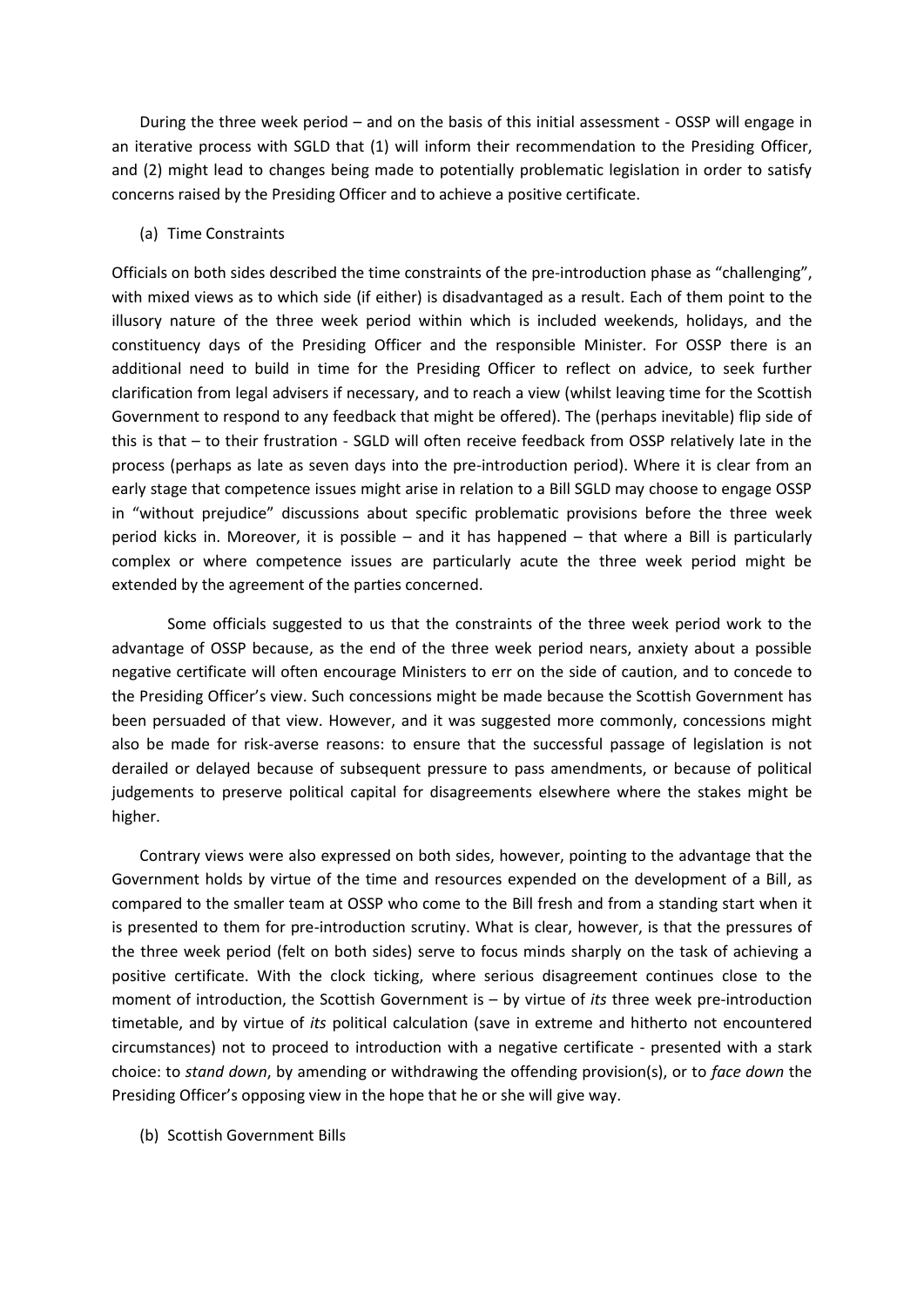During the three week period – and on the basis of this initial assessment - OSSP will engage in an iterative process with SGLD that (1) will inform their recommendation to the Presiding Officer, and (2) might lead to changes being made to potentially problematic legislation in order to satisfy concerns raised by the Presiding Officer and to achieve a positive certificate.

(a) Time Constraints

Officials on both sides described the time constraints of the pre-introduction phase as "challenging", with mixed views as to which side (if either) is disadvantaged as a result. Each of them point to the illusory nature of the three week period within which is included weekends, holidays, and the constituency days of the Presiding Officer and the responsible Minister. For OSSP there is an additional need to build in time for the Presiding Officer to reflect on advice, to seek further clarification from legal advisers if necessary, and to reach a view (whilst leaving time for the Scottish Government to respond to any feedback that might be offered). The (perhaps inevitable) flip side of this is that – to their frustration - SGLD will often receive feedback from OSSP relatively late in the process (perhaps as late as seven days into the pre-introduction period). Where it is clear from an early stage that competence issues might arise in relation to a Bill SGLD may choose to engage OSSP in "without prejudice" discussions about specific problematic provisions before the three week period kicks in. Moreover, it is possible – and it has happened – that where a Bill is particularly complex or where competence issues are particularly acute the three week period might be extended by the agreement of the parties concerned.

Some officials suggested to us that the constraints of the three week period work to the advantage of OSSP because, as the end of the three week period nears, anxiety about a possible negative certificate will often encourage Ministers to err on the side of caution, and to concede to the Presiding Officer's view. Such concessions might be made because the Scottish Government has been persuaded of that view. However, and it was suggested more commonly, concessions might also be made for risk-averse reasons: to ensure that the successful passage of legislation is not derailed or delayed because of subsequent pressure to pass amendments, or because of political judgements to preserve political capital for disagreements elsewhere where the stakes might be higher.

Contrary views were also expressed on both sides, however, pointing to the advantage that the Government holds by virtue of the time and resources expended on the development of a Bill, as compared to the smaller team at OSSP who come to the Bill fresh and from a standing start when it is presented to them for pre-introduction scrutiny. What is clear, however, is that the pressures of the three week period (felt on both sides) serve to focus minds sharply on the task of achieving a positive certificate. With the clock ticking, where serious disagreement continues close to the moment of introduction, the Scottish Government is – by virtue of *its* three week pre-introduction timetable, and by virtue of *its* political calculation (save in extreme and hitherto not encountered circumstances) not to proceed to introduction with a negative certificate - presented with a stark choice: to *stand down*, by amending or withdrawing the offending provision(s), or to *face down* the Presiding Officer's opposing view in the hope that he or she will give way.

(b) Scottish Government Bills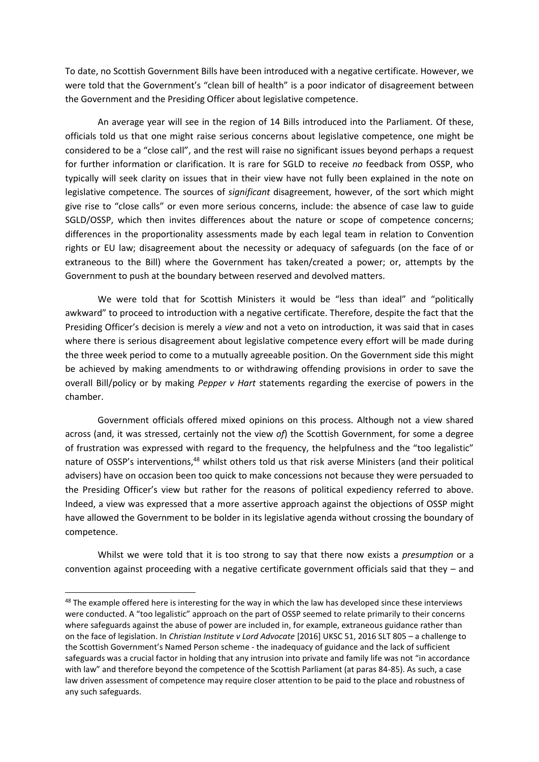To date, no Scottish Government Bills have been introduced with a negative certificate. However, we were told that the Government's "clean bill of health" is a poor indicator of disagreement between the Government and the Presiding Officer about legislative competence.

An average year will see in the region of 14 Bills introduced into the Parliament. Of these, officials told us that one might raise serious concerns about legislative competence, one might be considered to be a "close call", and the rest will raise no significant issues beyond perhaps a request for further information or clarification. It is rare for SGLD to receive *no* feedback from OSSP, who typically will seek clarity on issues that in their view have not fully been explained in the note on legislative competence. The sources of *significant* disagreement, however, of the sort which might give rise to "close calls" or even more serious concerns, include: the absence of case law to guide SGLD/OSSP, which then invites differences about the nature or scope of competence concerns; differences in the proportionality assessments made by each legal team in relation to Convention rights or EU law; disagreement about the necessity or adequacy of safeguards (on the face of or extraneous to the Bill) where the Government has taken/created a power; or, attempts by the Government to push at the boundary between reserved and devolved matters.

We were told that for Scottish Ministers it would be "less than ideal" and "politically awkward" to proceed to introduction with a negative certificate. Therefore, despite the fact that the Presiding Officer's decision is merely a *view* and not a veto on introduction, it was said that in cases where there is serious disagreement about legislative competence every effort will be made during the three week period to come to a mutually agreeable position. On the Government side this might be achieved by making amendments to or withdrawing offending provisions in order to save the overall Bill/policy or by making *Pepper v Hart* statements regarding the exercise of powers in the chamber.

Government officials offered mixed opinions on this process. Although not a view shared across (and, it was stressed, certainly not the view *of*) the Scottish Government, for some a degree of frustration was expressed with regard to the frequency, the helpfulness and the "too legalistic" nature of OSSP's interventions,[48] whilst others told us that risk averse Ministers (and their political advisers) have on occasion been too quick to make concessions not because they were persuaded to the Presiding Officer's view but rather for the reasons of political expediency referred to above. Indeed, a view was expressed that a more assertive approach against the objections of OSSP might have allowed the Government to be bolder in its legislative agenda without crossing the boundary of competence.

Whilst we were told that it is too strong to say that there now exists a *presumption* or a convention against proceeding with a negative certificate government officials said that they – and

---

[48] The example offered here is interesting for the way in which the law has developed since these interviews were conducted. A "too legalistic" approach on the part of OSSP seemed to relate primarily to their concerns where safeguards against the abuse of power are included in, for example, extraneous guidance rather than on the face of legislation. In *Christian Institute v Lord Advocate* [2016] UKSC 51, 2016 SLT 805 – a challenge to the Scottish Government's Named Person scheme - the inadequacy of guidance and the lack of sufficient safeguards was a crucial factor in holding that any intrusion into private and family life was not "in accordance with law" and therefore beyond the competence of the Scottish Parliament (at paras 84-85). As such, a case law driven assessment of competence may require closer attention to be paid to the place and robustness of any such safeguards.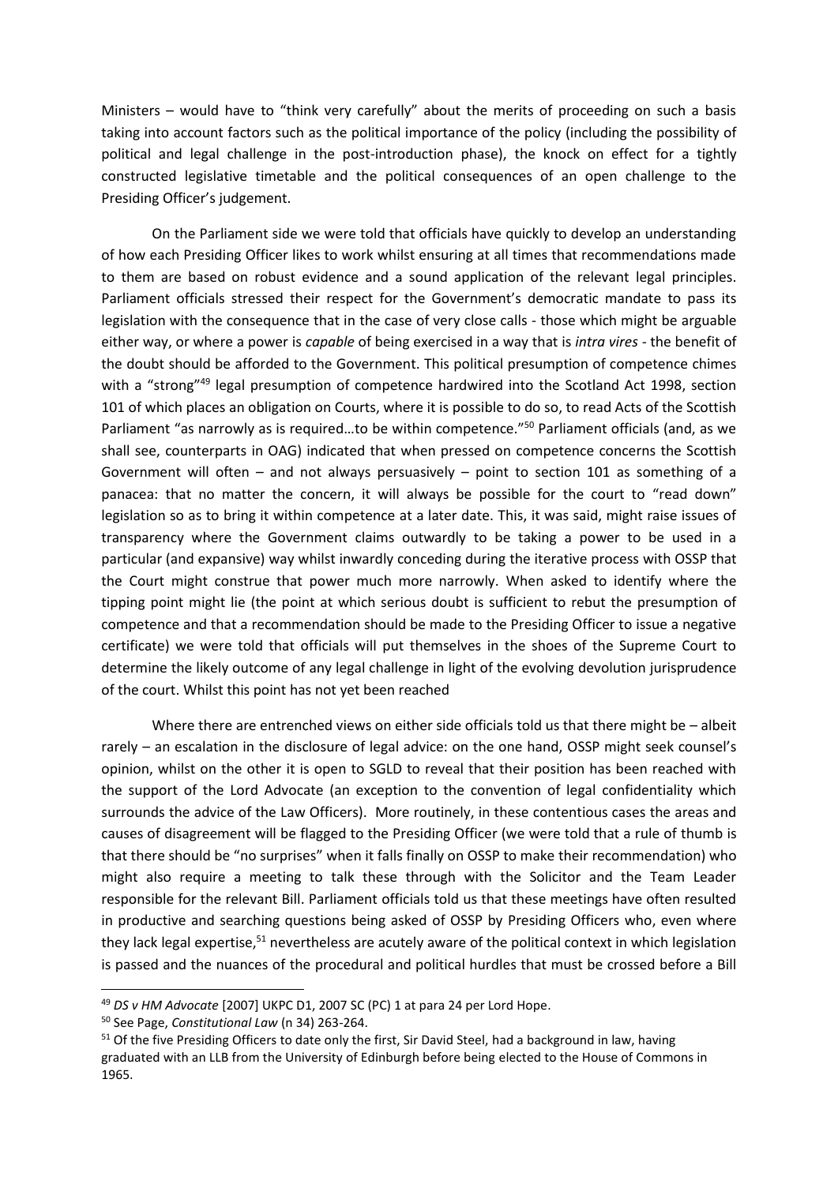Ministers – would have to "think very carefully" about the merits of proceeding on such a basis taking into account factors such as the political importance of the policy (including the possibility of political and legal challenge in the post-introduction phase), the knock on effect for a tightly constructed legislative timetable and the political consequences of an open challenge to the Presiding Officer's judgement.

On the Parliament side we were told that officials have quickly to develop an understanding of how each Presiding Officer likes to work whilst ensuring at all times that recommendations made to them are based on robust evidence and a sound application of the relevant legal principles. Parliament officials stressed their respect for the Government's democratic mandate to pass its legislation with the consequence that in the case of very close calls - those which might be arguable either way, or where a power is *capable* of being exercised in a way that is *intra vires* - the benefit of the doubt should be afforded to the Government. This political presumption of competence chimes with a "strong"[49] legal presumption of competence hardwired into the Scotland Act 1998, section 101 of which places an obligation on Courts, where it is possible to do so, to read Acts of the Scottish Parliament "as narrowly as is required…to be within competence."[50] Parliament officials (and, as we shall see, counterparts in OAG) indicated that when pressed on competence concerns the Scottish Government will often – and not always persuasively – point to section 101 as something of a panacea: that no matter the concern, it will always be possible for the court to "read down" legislation so as to bring it within competence at a later date. This, it was said, might raise issues of transparency where the Government claims outwardly to be taking a power to be used in a particular (and expansive) way whilst inwardly conceding during the iterative process with OSSP that the Court might construe that power much more narrowly. When asked to identify where the tipping point might lie (the point at which serious doubt is sufficient to rebut the presumption of competence and that a recommendation should be made to the Presiding Officer to issue a negative certificate) we were told that officials will put themselves in the shoes of the Supreme Court to determine the likely outcome of any legal challenge in light of the evolving devolution jurisprudence of the court. Whilst this point has not yet been reached

Where there are entrenched views on either side officials told us that there might be – albeit rarely – an escalation in the disclosure of legal advice: on the one hand, OSSP might seek counsel's opinion, whilst on the other it is open to SGLD to reveal that their position has been reached with the support of the Lord Advocate (an exception to the convention of legal confidentiality which surrounds the advice of the Law Officers). More routinely, in these contentious cases the areas and causes of disagreement will be flagged to the Presiding Officer (we were told that a rule of thumb is that there should be "no surprises" when it falls finally on OSSP to make their recommendation) who might also require a meeting to talk these through with the Solicitor and the Team Leader responsible for the relevant Bill. Parliament officials told us that these meetings have often resulted in productive and searching questions being asked of OSSP by Presiding Officers who, even where they lack legal expertise,[51] nevertheless are acutely aware of the political context in which legislation is passed and the nuances of the procedural and political hurdles that must be crossed before a Bill

---

[49] *DS v HM Advocate* [2007] UKPC D1, 2007 SC (PC) 1 at para 24 per Lord Hope.

[50] See Page, *Constitutional Law* (n 34) 263-264.

[51] Of the five Presiding Officers to date only the first, Sir David Steel, had a background in law, having graduated with an LLB from the University of Edinburgh before being elected to the House of Commons in 1965.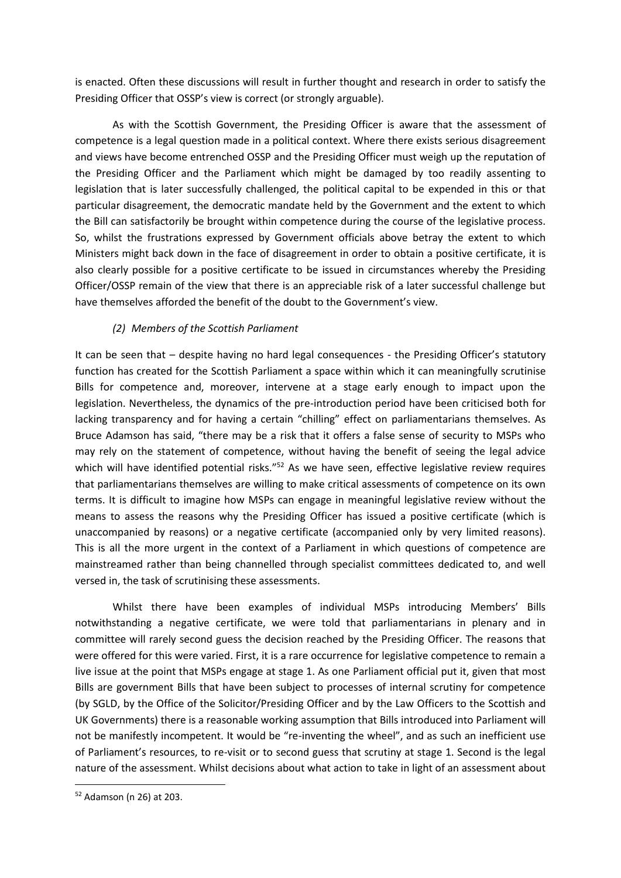is enacted. Often these discussions will result in further thought and research in order to satisfy the Presiding Officer that OSSP's view is correct (or strongly arguable).

As with the Scottish Government, the Presiding Officer is aware that the assessment of competence is a legal question made in a political context. Where there exists serious disagreement and views have become entrenched OSSP and the Presiding Officer must weigh up the reputation of the Presiding Officer and the Parliament which might be damaged by too readily assenting to legislation that is later successfully challenged, the political capital to be expended in this or that particular disagreement, the democratic mandate held by the Government and the extent to which the Bill can satisfactorily be brought within competence during the course of the legislative process. So, whilst the frustrations expressed by Government officials above betray the extent to which Ministers might back down in the face of disagreement in order to obtain a positive certificate, it is also clearly possible for a positive certificate to be issued in circumstances whereby the Presiding Officer/OSSP remain of the view that there is an appreciable risk of a later successful challenge but have themselves afforded the benefit of the doubt to the Government's view.

*(2) Members of the Scottish Parliament*

It can be seen that – despite having no hard legal consequences - the Presiding Officer's statutory function has created for the Scottish Parliament a space within which it can meaningfully scrutinise Bills for competence and, moreover, intervene at a stage early enough to impact upon the legislation. Nevertheless, the dynamics of the pre-introduction period have been criticised both for lacking transparency and for having a certain "chilling" effect on parliamentarians themselves. As Bruce Adamson has said, "there may be a risk that it offers a false sense of security to MSPs who may rely on the statement of competence, without having the benefit of seeing the legal advice which will have identified potential risks."[52] As we have seen, effective legislative review requires that parliamentarians themselves are willing to make critical assessments of competence on its own terms. It is difficult to imagine how MSPs can engage in meaningful legislative review without the means to assess the reasons why the Presiding Officer has issued a positive certificate (which is unaccompanied by reasons) or a negative certificate (accompanied only by very limited reasons). This is all the more urgent in the context of a Parliament in which questions of competence are mainstreamed rather than being channelled through specialist committees dedicated to, and well versed in, the task of scrutinising these assessments.

Whilst there have been examples of individual MSPs introducing Members' Bills notwithstanding a negative certificate, we were told that parliamentarians in plenary and in committee will rarely second guess the decision reached by the Presiding Officer. The reasons that were offered for this were varied. First, it is a rare occurrence for legislative competence to remain a live issue at the point that MSPs engage at stage 1. As one Parliament official put it, given that most Bills are government Bills that have been subject to processes of internal scrutiny for competence (by SGLD, by the Office of the Solicitor/Presiding Officer and by the Law Officers to the Scottish and UK Governments) there is a reasonable working assumption that Bills introduced into Parliament will not be manifestly incompetent. It would be "re-inventing the wheel", and as such an inefficient use of Parliament's resources, to re-visit or to second guess that scrutiny at stage 1. Second is the legal nature of the assessment. Whilst decisions about what action to take in light of an assessment about

[52] Adamson (n 26) at 203.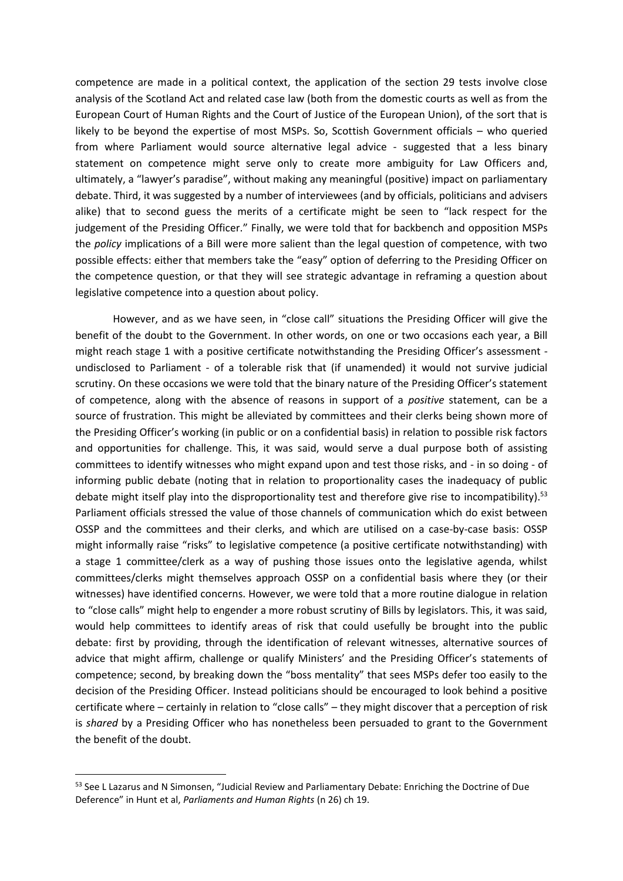competence are made in a political context, the application of the section 29 tests involve close analysis of the Scotland Act and related case law (both from the domestic courts as well as from the European Court of Human Rights and the Court of Justice of the European Union), of the sort that is likely to be beyond the expertise of most MSPs. So, Scottish Government officials – who queried from where Parliament would source alternative legal advice - suggested that a less binary statement on competence might serve only to create more ambiguity for Law Officers and, ultimately, a "lawyer's paradise", without making any meaningful (positive) impact on parliamentary debate. Third, it was suggested by a number of interviewees (and by officials, politicians and advisers alike) that to second guess the merits of a certificate might be seen to "lack respect for the judgement of the Presiding Officer." Finally, we were told that for backbench and opposition MSPs the *policy* implications of a Bill were more salient than the legal question of competence, with two possible effects: either that members take the "easy" option of deferring to the Presiding Officer on the competence question, or that they will see strategic advantage in reframing a question about legislative competence into a question about policy.

However, and as we have seen, in "close call" situations the Presiding Officer will give the benefit of the doubt to the Government. In other words, on one or two occasions each year, a Bill might reach stage 1 with a positive certificate notwithstanding the Presiding Officer's assessment - undisclosed to Parliament - of a tolerable risk that (if unamended) it would not survive judicial scrutiny. On these occasions we were told that the binary nature of the Presiding Officer's statement of competence, along with the absence of reasons in support of a *positive* statement, can be a source of frustration. This might be alleviated by committees and their clerks being shown more of the Presiding Officer's working (in public or on a confidential basis) in relation to possible risk factors and opportunities for challenge. This, it was said, would serve a dual purpose both of assisting committees to identify witnesses who might expand upon and test those risks, and - in so doing - of informing public debate (noting that in relation to proportionality cases the inadequacy of public debate might itself play into the disproportionality test and therefore give rise to incompatibility).[53] Parliament officials stressed the value of those channels of communication which do exist between OSSP and the committees and their clerks, and which are utilised on a case-by-case basis: OSSP might informally raise "risks" to legislative competence (a positive certificate notwithstanding) with a stage 1 committee/clerk as a way of pushing those issues onto the legislative agenda, whilst committees/clerks might themselves approach OSSP on a confidential basis where they (or their witnesses) have identified concerns. However, we were told that a more routine dialogue in relation to "close calls" might help to engender a more robust scrutiny of Bills by legislators. This, it was said, would help committees to identify areas of risk that could usefully be brought into the public debate: first by providing, through the identification of relevant witnesses, alternative sources of advice that might affirm, challenge or qualify Ministers' and the Presiding Officer's statements of competence; second, by breaking down the "boss mentality" that sees MSPs defer too easily to the decision of the Presiding Officer. Instead politicians should be encouraged to look behind a positive certificate where – certainly in relation to "close calls" – they might discover that a perception of risk is *shared* by a Presiding Officer who has nonetheless been persuaded to grant to the Government the benefit of the doubt.

---

[53] See L Lazarus and N Simonsen, "Judicial Review and Parliamentary Debate: Enriching the Doctrine of Due Deference" in Hunt et al, *Parliaments and Human Rights* (n 26) ch 19.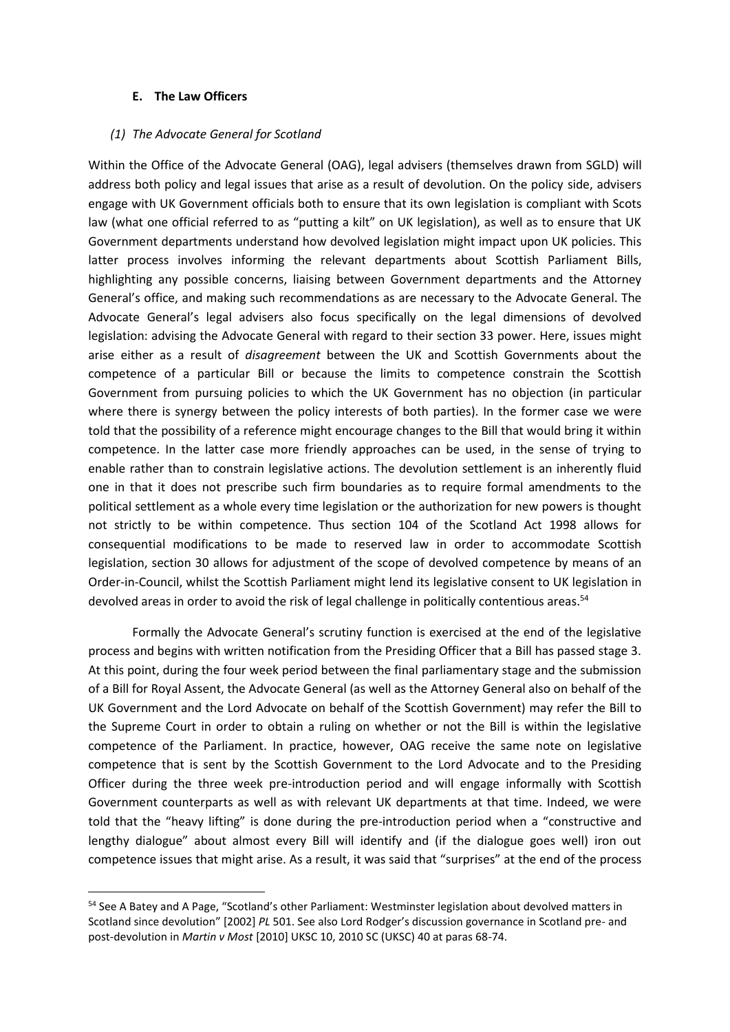### E. The Law Officers

#### *(1) The Advocate General for Scotland*

Within the Office of the Advocate General (OAG), legal advisers (themselves drawn from SGLD) will address both policy and legal issues that arise as a result of devolution. On the policy side, advisers engage with UK Government officials both to ensure that its own legislation is compliant with Scots law (what one official referred to as "putting a kilt" on UK legislation), as well as to ensure that UK Government departments understand how devolved legislation might impact upon UK policies. This latter process involves informing the relevant departments about Scottish Parliament Bills, highlighting any possible concerns, liaising between Government departments and the Attorney General's office, and making such recommendations as are necessary to the Advocate General. The Advocate General's legal advisers also focus specifically on the legal dimensions of devolved legislation: advising the Advocate General with regard to their section 33 power. Here, issues might arise either as a result of *disagreement* between the UK and Scottish Governments about the competence of a particular Bill or because the limits to competence constrain the Scottish Government from pursuing policies to which the UK Government has no objection (in particular where there is synergy between the policy interests of both parties). In the former case we were told that the possibility of a reference might encourage changes to the Bill that would bring it within competence. In the latter case more friendly approaches can be used, in the sense of trying to enable rather than to constrain legislative actions. The devolution settlement is an inherently fluid one in that it does not prescribe such firm boundaries as to require formal amendments to the political settlement as a whole every time legislation or the authorization for new powers is thought not strictly to be within competence. Thus section 104 of the Scotland Act 1998 allows for consequential modifications to be made to reserved law in order to accommodate Scottish legislation, section 30 allows for adjustment of the scope of devolved competence by means of an Order-in-Council, whilst the Scottish Parliament might lend its legislative consent to UK legislation in devolved areas in order to avoid the risk of legal challenge in politically contentious areas.[54]

Formally the Advocate General's scrutiny function is exercised at the end of the legislative process and begins with written notification from the Presiding Officer that a Bill has passed stage 3. At this point, during the four week period between the final parliamentary stage and the submission of a Bill for Royal Assent, the Advocate General (as well as the Attorney General also on behalf of the UK Government and the Lord Advocate on behalf of the Scottish Government) may refer the Bill to the Supreme Court in order to obtain a ruling on whether or not the Bill is within the legislative competence of the Parliament. In practice, however, OAG receive the same note on legislative competence that is sent by the Scottish Government to the Lord Advocate and to the Presiding Officer during the three week pre-introduction period and will engage informally with Scottish Government counterparts as well as with relevant UK departments at that time. Indeed, we were told that the "heavy lifting" is done during the pre-introduction period when a "constructive and lengthy dialogue" about almost every Bill will identify and (if the dialogue goes well) iron out competence issues that might arise. As a result, it was said that "surprises" at the end of the process

---

[54] See A Batey and A Page, "Scotland's other Parliament: Westminster legislation about devolved matters in Scotland since devolution" [2002] *PL* 501. See also Lord Rodger's discussion governance in Scotland pre- and post-devolution in *Martin v Most* [2010] UKSC 10, 2010 SC (UKSC) 40 at paras 68-74.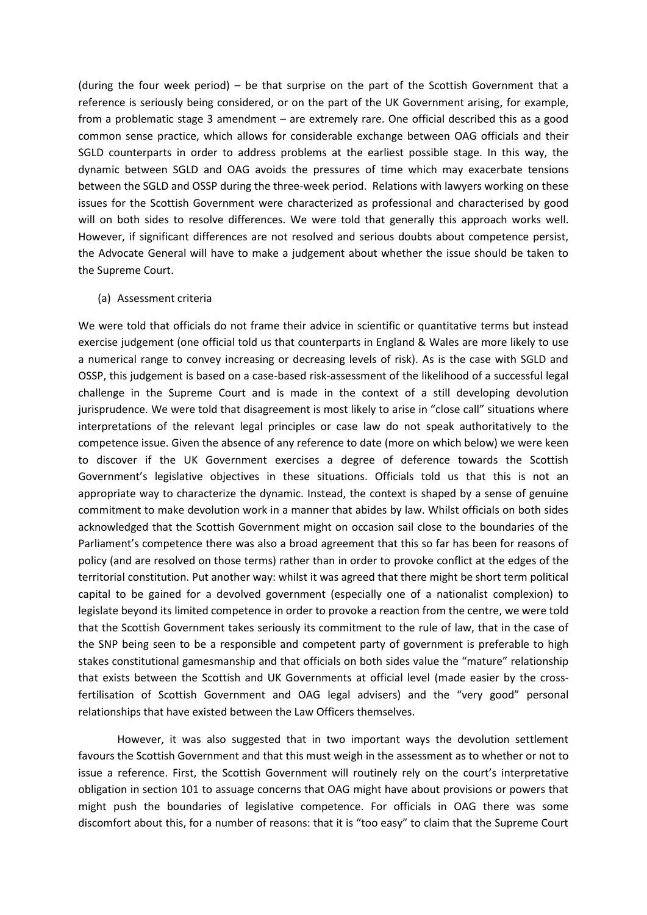(during the four week period) – be that surprise on the part of the Scottish Government that a reference is seriously being considered, or on the part of the UK Government arising, for example, from a problematic stage 3 amendment – are extremely rare. One official described this as a good common sense practice, which allows for considerable exchange between OAG officials and their SGLD counterparts in order to address problems at the earliest possible stage. In this way, the dynamic between SGLD and OAG avoids the pressures of time which may exacerbate tensions between the SGLD and OSSP during the three-week period. Relations with lawyers working on these issues for the Scottish Government were characterized as professional and characterised by good will on both sides to resolve differences. We were told that generally this approach works well. However, if significant differences are not resolved and serious doubts about competence persist, the Advocate General will have to make a judgement about whether the issue should be taken to the Supreme Court.

(a) Assessment criteria

We were told that officials do not frame their advice in scientific or quantitative terms but instead exercise judgement (one official told us that counterparts in England & Wales are more likely to use a numerical range to convey increasing or decreasing levels of risk). As is the case with SGLD and OSSP, this judgement is based on a case-based risk-assessment of the likelihood of a successful legal challenge in the Supreme Court and is made in the context of a still developing devolution jurisprudence. We were told that disagreement is most likely to arise in "close call" situations where interpretations of the relevant legal principles or case law do not speak authoritatively to the competence issue. Given the absence of any reference to date (more on which below) we were keen to discover if the UK Government exercises a degree of deference towards the Scottish Government's legislative objectives in these situations. Officials told us that this is not an appropriate way to characterize the dynamic. Instead, the context is shaped by a sense of genuine commitment to make devolution work in a manner that abides by law. Whilst officials on both sides acknowledged that the Scottish Government might on occasion sail close to the boundaries of the Parliament's competence there was also a broad agreement that this so far has been for reasons of policy (and are resolved on those terms) rather than in order to provoke conflict at the edges of the territorial constitution. Put another way: whilst it was agreed that there might be short term political capital to be gained for a devolved government (especially one of a nationalist complexion) to legislate beyond its limited competence in order to provoke a reaction from the centre, we were told that the Scottish Government takes seriously its commitment to the rule of law, that in the case of the SNP being seen to be a responsible and competent party of government is preferable to high stakes constitutional gamesmanship and that officials on both sides value the "mature" relationship that exists between the Scottish and UK Governments at official level (made easier by the cross-fertilisation of Scottish Government and OAG legal advisers) and the "very good" personal relationships that have existed between the Law Officers themselves.

However, it was also suggested that in two important ways the devolution settlement favours the Scottish Government and that this must weigh in the assessment as to whether or not to issue a reference. First, the Scottish Government will routinely rely on the court's interpretative obligation in section 101 to assuage concerns that OAG might have about provisions or powers that might push the boundaries of legislative competence. For officials in OAG there was some discomfort about this, for a number of reasons: that it is "too easy" to claim that the Supreme Court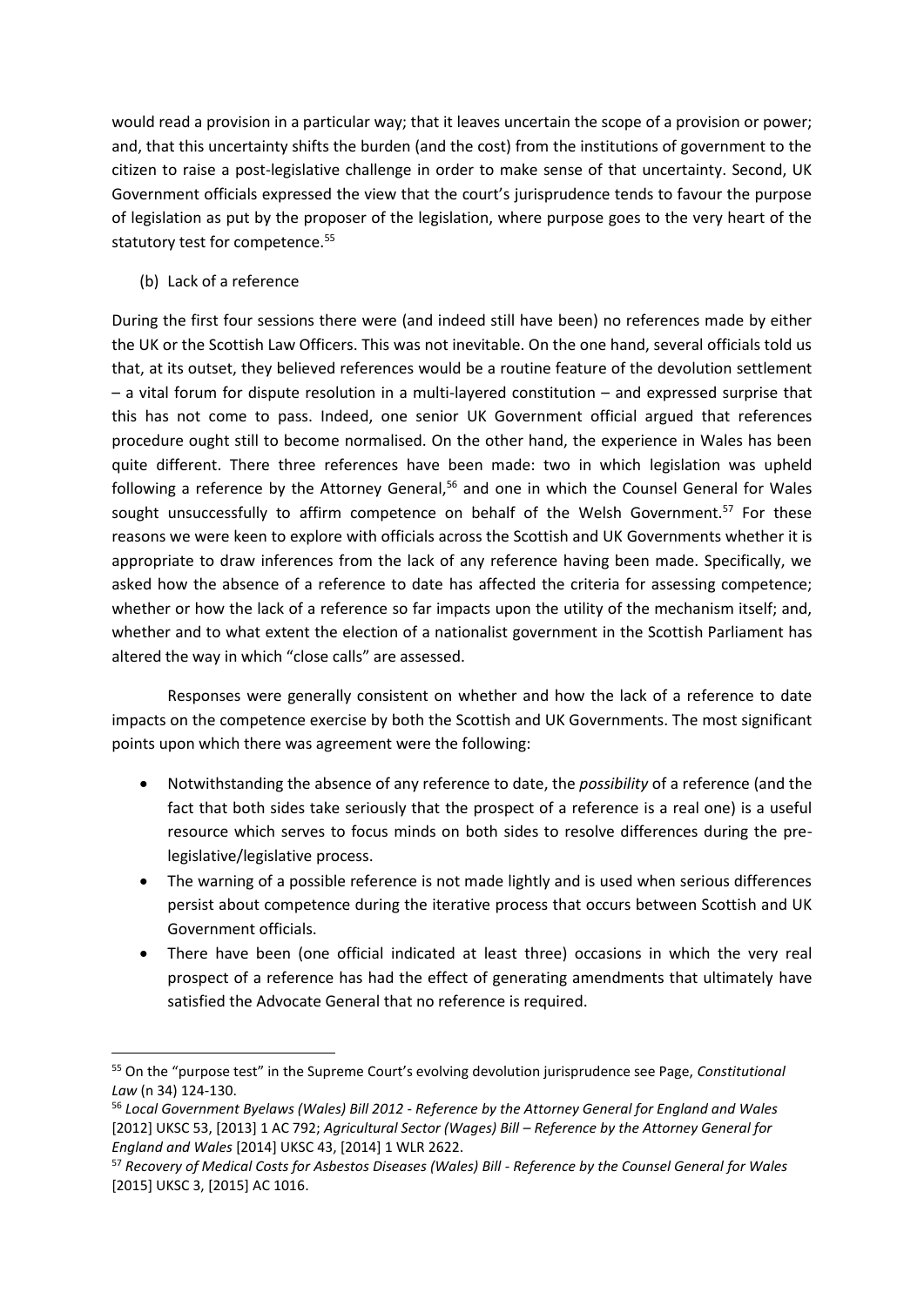would read a provision in a particular way; that it leaves uncertain the scope of a provision or power; and, that this uncertainty shifts the burden (and the cost) from the institutions of government to the citizen to raise a post-legislative challenge in order to make sense of that uncertainty. Second, UK Government officials expressed the view that the court's jurisprudence tends to favour the purpose of legislation as put by the proposer of the legislation, where purpose goes to the very heart of the statutory test for competence.[55]

(b) Lack of a reference

During the first four sessions there were (and indeed still have been) no references made by either the UK or the Scottish Law Officers. This was not inevitable. On the one hand, several officials told us that, at its outset, they believed references would be a routine feature of the devolution settlement – a vital forum for dispute resolution in a multi-layered constitution – and expressed surprise that this has not come to pass. Indeed, one senior UK Government official argued that references procedure ought still to become normalised. On the other hand, the experience in Wales has been quite different. There three references have been made: two in which legislation was upheld following a reference by the Attorney General,[56] and one in which the Counsel General for Wales sought unsuccessfully to affirm competence on behalf of the Welsh Government.[57] For these reasons we were keen to explore with officials across the Scottish and UK Governments whether it is appropriate to draw inferences from the lack of any reference having been made. Specifically, we asked how the absence of a reference to date has affected the criteria for assessing competence; whether or how the lack of a reference so far impacts upon the utility of the mechanism itself; and, whether and to what extent the election of a nationalist government in the Scottish Parliament has altered the way in which "close calls" are assessed.

Responses were generally consistent on whether and how the lack of a reference to date impacts on the competence exercise by both the Scottish and UK Governments. The most significant points upon which there was agreement were the following:

- Notwithstanding the absence of any reference to date, the *possibility* of a reference (and the fact that both sides take seriously that the prospect of a reference is a real one) is a useful resource which serves to focus minds on both sides to resolve differences during the pre-legislative/legislative process.
- The warning of a possible reference is not made lightly and is used when serious differences persist about competence during the iterative process that occurs between Scottish and UK Government officials.
- There have been (one official indicated at least three) occasions in which the very real prospect of a reference has had the effect of generating amendments that ultimately have satisfied the Advocate General that no reference is required.

---

[55] On the "purpose test" in the Supreme Court's evolving devolution jurisprudence see Page, *Constitutional Law* (n 34) 124-130.

[56] *Local Government Byelaws (Wales) Bill 2012 - Reference by the Attorney General for England and Wales* [2012] UKSC 53, [2013] 1 AC 792; *Agricultural Sector (Wages) Bill – Reference by the Attorney General for England and Wales* [2014] UKSC 43, [2014] 1 WLR 2622.

[57] *Recovery of Medical Costs for Asbestos Diseases (Wales) Bill - Reference by the Counsel General for Wales* [2015] UKSC 3, [2015] AC 1016.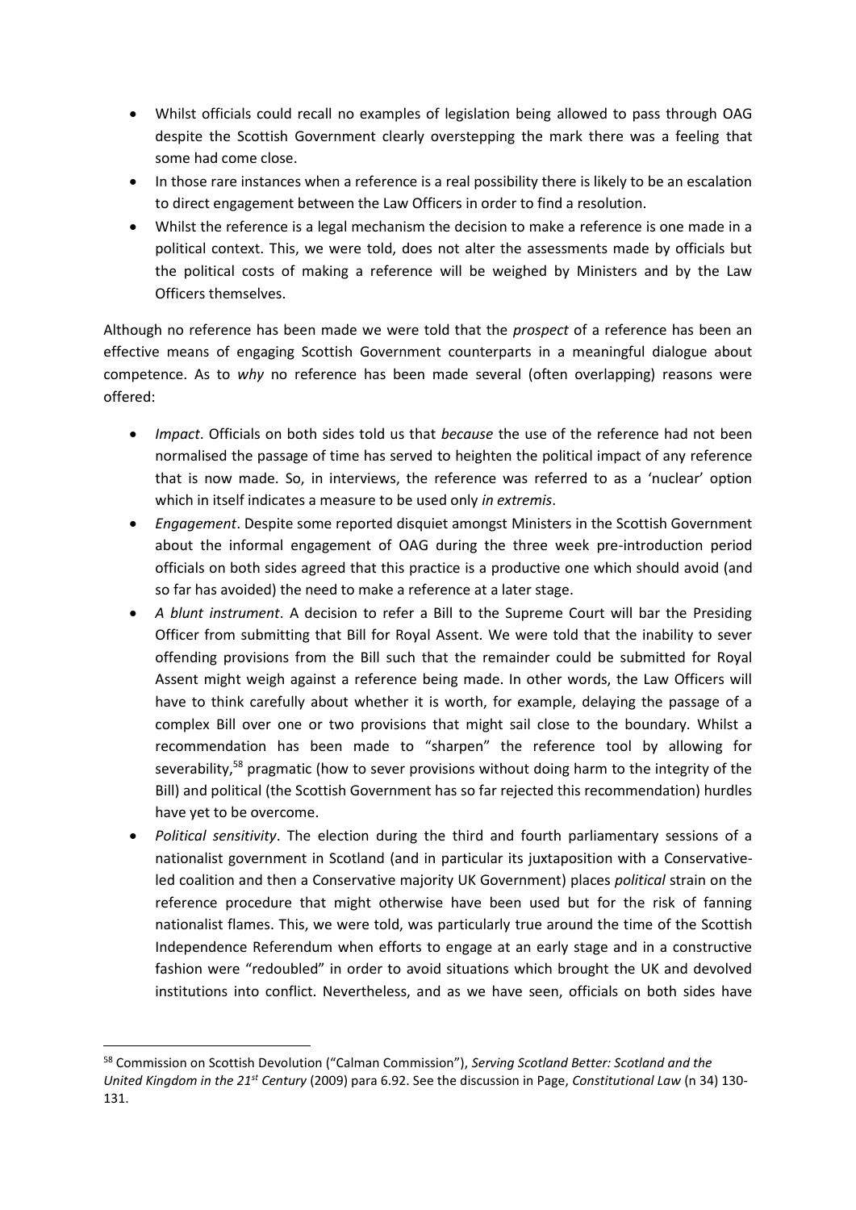- Whilst officials could recall no examples of legislation being allowed to pass through OAG despite the Scottish Government clearly overstepping the mark there was a feeling that some had come close.
- In those rare instances when a reference is a real possibility there is likely to be an escalation to direct engagement between the Law Officers in order to find a resolution.
- Whilst the reference is a legal mechanism the decision to make a reference is one made in a political context. This, we were told, does not alter the assessments made by officials but the political costs of making a reference will be weighed by Ministers and by the Law Officers themselves.

Although no reference has been made we were told that the *prospect* of a reference has been an effective means of engaging Scottish Government counterparts in a meaningful dialogue about competence. As to *why* no reference has been made several (often overlapping) reasons were offered:

- *Impact*. Officials on both sides told us that *because* the use of the reference had not been normalised the passage of time has served to heighten the political impact of any reference that is now made. So, in interviews, the reference was referred to as a 'nuclear' option which in itself indicates a measure to be used only *in extremis*.
- *Engagement*. Despite some reported disquiet amongst Ministers in the Scottish Government about the informal engagement of OAG during the three week pre-introduction period officials on both sides agreed that this practice is a productive one which should avoid (and so far has avoided) the need to make a reference at a later stage.
- *A blunt instrument*. A decision to refer a Bill to the Supreme Court will bar the Presiding Officer from submitting that Bill for Royal Assent. We were told that the inability to sever offending provisions from the Bill such that the remainder could be submitted for Royal Assent might weigh against a reference being made. In other words, the Law Officers will have to think carefully about whether it is worth, for example, delaying the passage of a complex Bill over one or two provisions that might sail close to the boundary. Whilst a recommendation has been made to "sharpen" the reference tool by allowing for severability,[58] pragmatic (how to sever provisions without doing harm to the integrity of the Bill) and political (the Scottish Government has so far rejected this recommendation) hurdles have yet to be overcome.
- *Political sensitivity*. The election during the third and fourth parliamentary sessions of a nationalist government in Scotland (and in particular its juxtaposition with a Conservative-led coalition and then a Conservative majority UK Government) places *political* strain on the reference procedure that might otherwise have been used but for the risk of fanning nationalist flames. This, we were told, was particularly true around the time of the Scottish Independence Referendum when efforts to engage at an early stage and in a constructive fashion were "redoubled" in order to avoid situations which brought the UK and devolved institutions into conflict. Nevertheless, and as we have seen, officials on both sides have

[58] Commission on Scottish Devolution ("Calman Commission"), *Serving Scotland Better: Scotland and the United Kingdom in the 21st Century* (2009) para 6.92. See the discussion in Page, *Constitutional Law* (n 34) 130-131.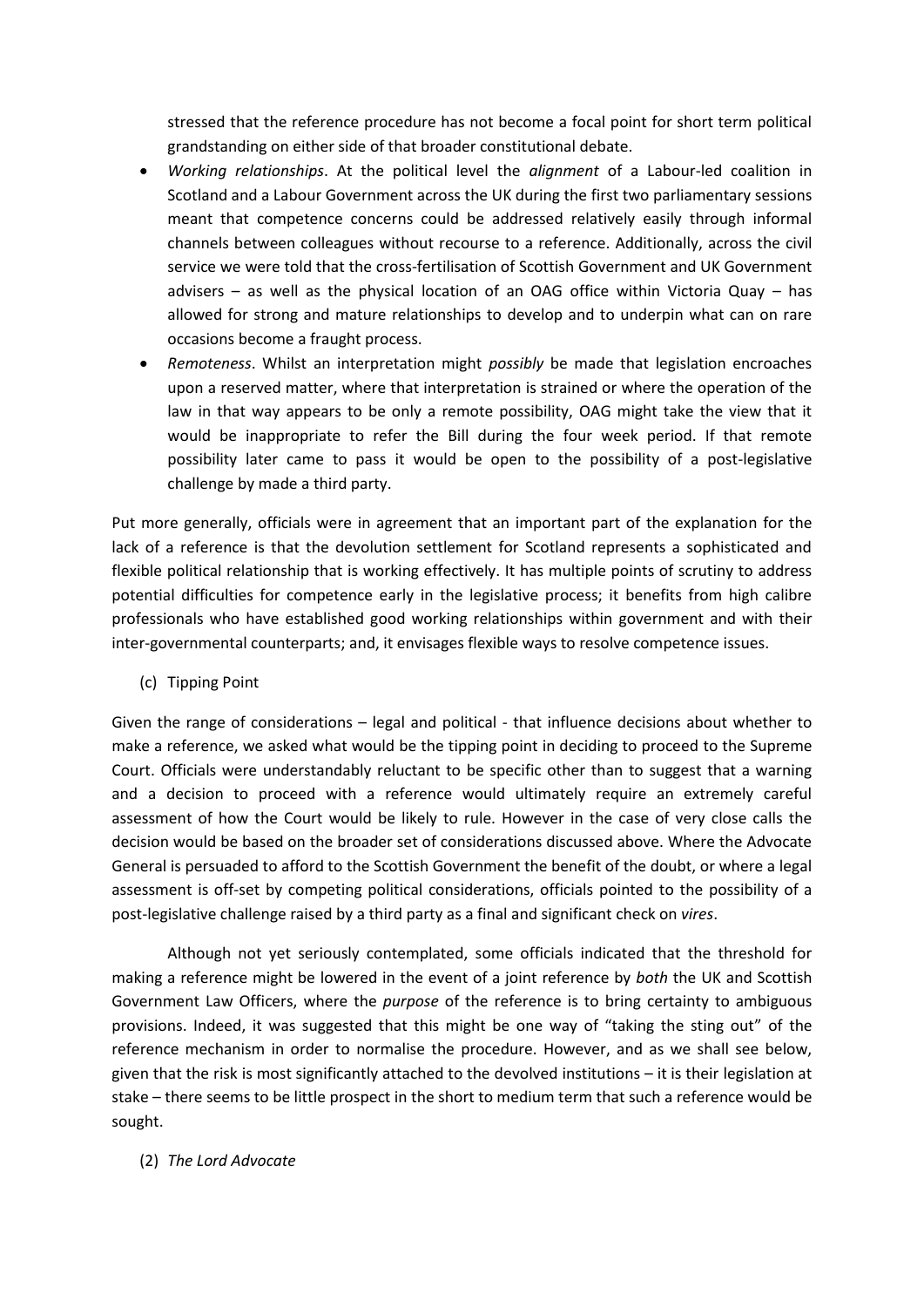stressed that the reference procedure has not become a focal point for short term political grandstanding on either side of that broader constitutional debate.

- *Working relationships*. At the political level the *alignment* of a Labour-led coalition in Scotland and a Labour Government across the UK during the first two parliamentary sessions meant that competence concerns could be addressed relatively easily through informal channels between colleagues without recourse to a reference. Additionally, across the civil service we were told that the cross-fertilisation of Scottish Government and UK Government advisers – as well as the physical location of an OAG office within Victoria Quay – has allowed for strong and mature relationships to develop and to underpin what can on rare occasions become a fraught process.
- *Remoteness*. Whilst an interpretation might *possibly* be made that legislation encroaches upon a reserved matter, where that interpretation is strained or where the operation of the law in that way appears to be only a remote possibility, OAG might take the view that it would be inappropriate to refer the Bill during the four week period. If that remote possibility later came to pass it would be open to the possibility of a post-legislative challenge by made a third party.

Put more generally, officials were in agreement that an important part of the explanation for the lack of a reference is that the devolution settlement for Scotland represents a sophisticated and flexible political relationship that is working effectively. It has multiple points of scrutiny to address potential difficulties for competence early in the legislative process; it benefits from high calibre professionals who have established good working relationships within government and with their inter-governmental counterparts; and, it envisages flexible ways to resolve competence issues.

(c) Tipping Point

Given the range of considerations – legal and political - that influence decisions about whether to make a reference, we asked what would be the tipping point in deciding to proceed to the Supreme Court. Officials were understandably reluctant to be specific other than to suggest that a warning and a decision to proceed with a reference would ultimately require an extremely careful assessment of how the Court would be likely to rule. However in the case of very close calls the decision would be based on the broader set of considerations discussed above. Where the Advocate General is persuaded to afford to the Scottish Government the benefit of the doubt, or where a legal assessment is off-set by competing political considerations, officials pointed to the possibility of a post-legislative challenge raised by a third party as a final and significant check on *vires*.

Although not yet seriously contemplated, some officials indicated that the threshold for making a reference might be lowered in the event of a joint reference by *both* the UK and Scottish Government Law Officers, where the *purpose* of the reference is to bring certainty to ambiguous provisions. Indeed, it was suggested that this might be one way of "taking the sting out" of the reference mechanism in order to normalise the procedure. However, and as we shall see below, given that the risk is most significantly attached to the devolved institutions – it is their legislation at stake – there seems to be little prospect in the short to medium term that such a reference would be sought.

(2) *The Lord Advocate*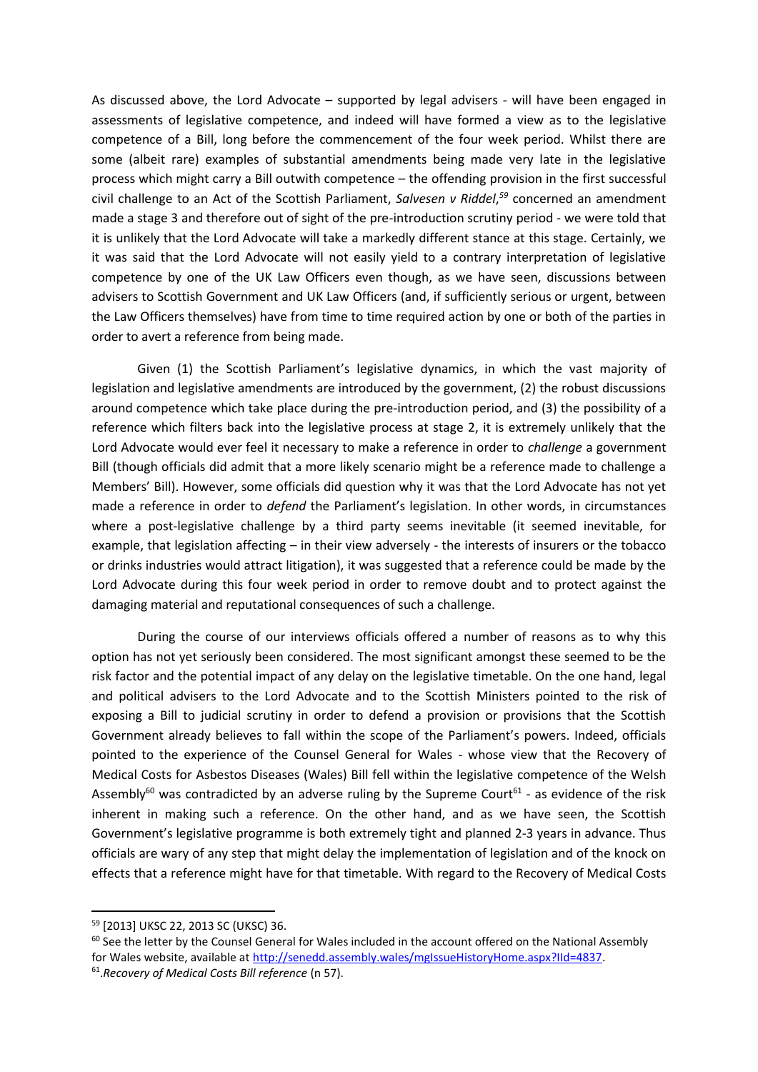As discussed above, the Lord Advocate – supported by legal advisers - will have been engaged in assessments of legislative competence, and indeed will have formed a view as to the legislative competence of a Bill, long before the commencement of the four week period. Whilst there are some (albeit rare) examples of substantial amendments being made very late in the legislative process which might carry a Bill outwith competence – the offending provision in the first successful civil challenge to an Act of the Scottish Parliament, ***Salvesen v Riddel***,[59] concerned an amendment made a stage 3 and therefore out of sight of the pre-introduction scrutiny period - we were told that it is unlikely that the Lord Advocate will take a markedly different stance at this stage. Certainly, we it was said that the Lord Advocate will not easily yield to a contrary interpretation of legislative competence by one of the UK Law Officers even though, as we have seen, discussions between advisers to Scottish Government and UK Law Officers (and, if sufficiently serious or urgent, between the Law Officers themselves) have from time to time required action by one or both of the parties in order to avert a reference from being made.

Given (1) the Scottish Parliament's legislative dynamics, in which the vast majority of legislation and legislative amendments are introduced by the government, (2) the robust discussions around competence which take place during the pre-introduction period, and (3) the possibility of a reference which filters back into the legislative process at stage 2, it is extremely unlikely that the Lord Advocate would ever feel it necessary to make a reference in order to *challenge* a government Bill (though officials did admit that a more likely scenario might be a reference made to challenge a Members' Bill). However, some officials did question why it was that the Lord Advocate has not yet made a reference in order to *defend* the Parliament's legislation. In other words, in circumstances where a post-legislative challenge by a third party seems inevitable (it seemed inevitable, for example, that legislation affecting – in their view adversely - the interests of insurers or the tobacco or drinks industries would attract litigation), it was suggested that a reference could be made by the Lord Advocate during this four week period in order to remove doubt and to protect against the damaging material and reputational consequences of such a challenge.

During the course of our interviews officials offered a number of reasons as to why this option has not yet seriously been considered. The most significant amongst these seemed to be the risk factor and the potential impact of any delay on the legislative timetable. On the one hand, legal and political advisers to the Lord Advocate and to the Scottish Ministers pointed to the risk of exposing a Bill to judicial scrutiny in order to defend a provision or provisions that the Scottish Government already believes to fall within the scope of the Parliament's powers. Indeed, officials pointed to the experience of the Counsel General for Wales - whose view that the Recovery of Medical Costs for Asbestos Diseases (Wales) Bill fell within the legislative competence of the Welsh Assembly[60] was contradicted by an adverse ruling by the Supreme Court[61] - as evidence of the risk inherent in making such a reference. On the other hand, and as we have seen, the Scottish Government's legislative programme is both extremely tight and planned 2-3 years in advance. Thus officials are wary of any step that might delay the implementation of legislation and of the knock on effects that a reference might have for that timetable. With regard to the Recovery of Medical Costs

---

[59] [2013] UKSC 22, 2013 SC (UKSC) 36.

[60] See the letter by the Counsel General for Wales included in the account offered on the National Assembly for Wales website, available at http://senedd.assembly.wales/mgIssueHistoryHome.aspx?IId=4837.

[61] *Recovery of Medical Costs Bill reference* (n 57).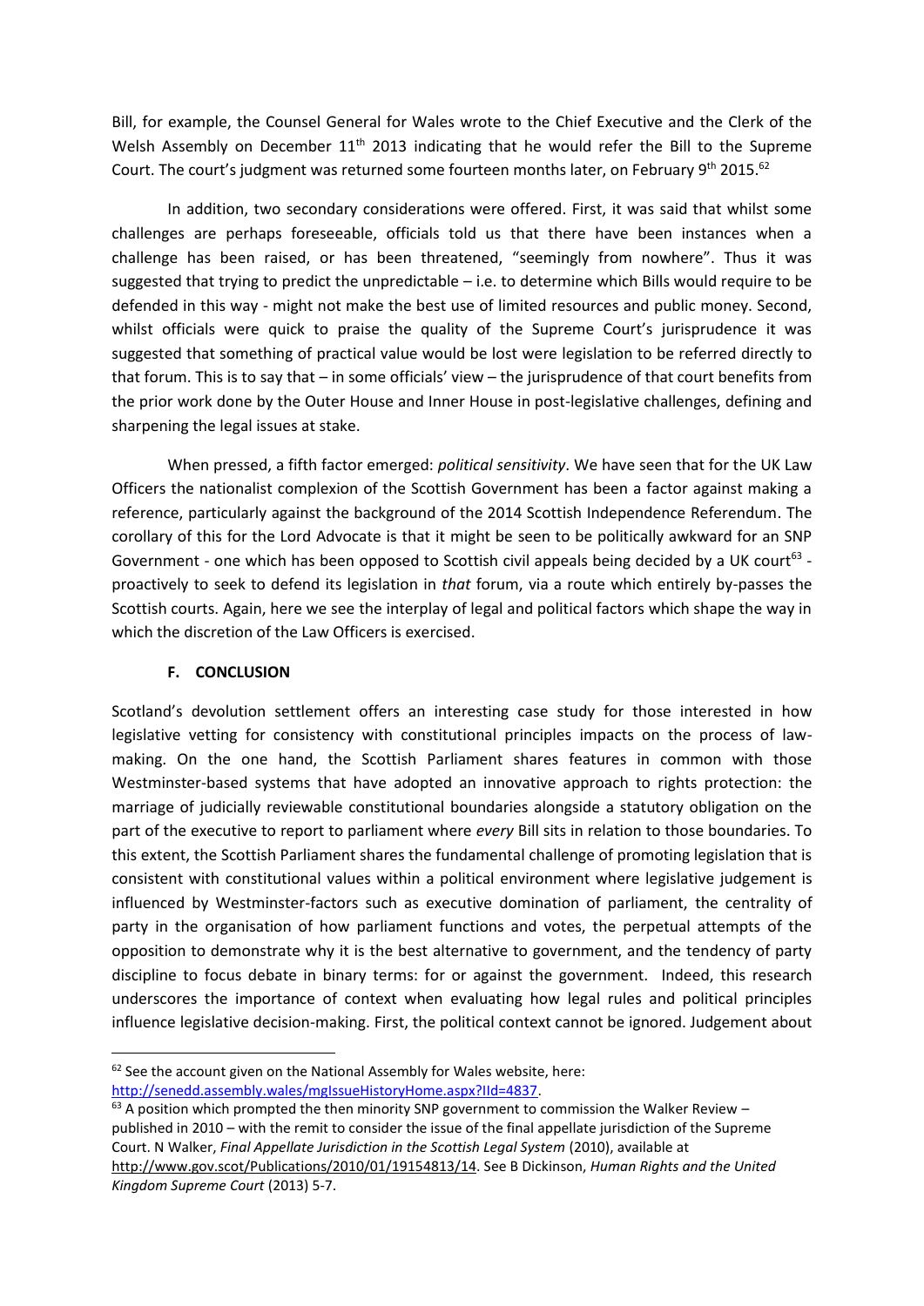Bill, for example, the Counsel General for Wales wrote to the Chief Executive and the Clerk of the Welsh Assembly on December 11th 2013 indicating that he would refer the Bill to the Supreme Court. The court's judgment was returned some fourteen months later, on February 9th 2015.[62]

In addition, two secondary considerations were offered. First, it was said that whilst some challenges are perhaps foreseeable, officials told us that there have been instances when a challenge has been raised, or has been threatened, "seemingly from nowhere". Thus it was suggested that trying to predict the unpredictable – i.e. to determine which Bills would require to be defended in this way - might not make the best use of limited resources and public money. Second, whilst officials were quick to praise the quality of the Supreme Court's jurisprudence it was suggested that something of practical value would be lost were legislation to be referred directly to that forum. This is to say that – in some officials' view – the jurisprudence of that court benefits from the prior work done by the Outer House and Inner House in post-legislative challenges, defining and sharpening the legal issues at stake.

When pressed, a fifth factor emerged: *political sensitivity*. We have seen that for the UK Law Officers the nationalist complexion of the Scottish Government has been a factor against making a reference, particularly against the background of the 2014 Scottish Independence Referendum. The corollary of this for the Lord Advocate is that it might be seen to be politically awkward for an SNP Government - one which has been opposed to Scottish civil appeals being decided by a UK court[63] - proactively to seek to defend its legislation in *that* forum, via a route which entirely by-passes the Scottish courts. Again, here we see the interplay of legal and political factors which shape the way in which the discretion of the Law Officers is exercised.

## F. CONCLUSION

Scotland's devolution settlement offers an interesting case study for those interested in how legislative vetting for consistency with constitutional principles impacts on the process of law-making. On the one hand, the Scottish Parliament shares features in common with those Westminster-based systems that have adopted an innovative approach to rights protection: the marriage of judicially reviewable constitutional boundaries alongside a statutory obligation on the part of the executive to report to parliament where *every* Bill sits in relation to those boundaries. To this extent, the Scottish Parliament shares the fundamental challenge of promoting legislation that is consistent with constitutional values within a political environment where legislative judgement is influenced by Westminster-factors such as executive domination of parliament, the centrality of party in the organisation of how parliament functions and votes, the perpetual attempts of the opposition to demonstrate why it is the best alternative to government, and the tendency of party discipline to focus debate in binary terms: for or against the government. Indeed, this research underscores the importance of context when evaluating how legal rules and political principles influence legislative decision-making. First, the political context cannot be ignored. Judgement about

---

[62] See the account given on the National Assembly for Wales website, here: http://senedd.assembly.wales/mgIssueHistoryHome.aspx?IId=4837.

[63] A position which prompted the then minority SNP government to commission the Walker Review – published in 2010 – with the remit to consider the issue of the final appellate jurisdiction of the Supreme Court. N Walker, *Final Appellate Jurisdiction in the Scottish Legal System* (2010), available at http://www.gov.scot/Publications/2010/01/19154813/14. See B Dickinson, *Human Rights and the United Kingdom Supreme Court* (2013) 5-7.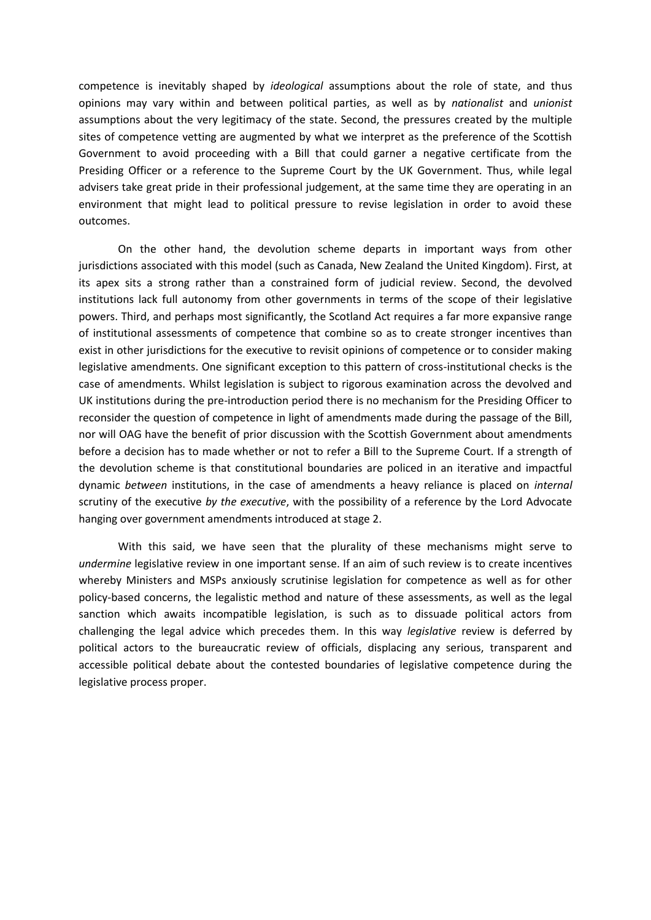competence is inevitably shaped by *ideological* assumptions about the role of state, and thus opinions may vary within and between political parties, as well as by *nationalist* and *unionist* assumptions about the very legitimacy of the state. Second, the pressures created by the multiple sites of competence vetting are augmented by what we interpret as the preference of the Scottish Government to avoid proceeding with a Bill that could garner a negative certificate from the Presiding Officer or a reference to the Supreme Court by the UK Government. Thus, while legal advisers take great pride in their professional judgement, at the same time they are operating in an environment that might lead to political pressure to revise legislation in order to avoid these outcomes.

On the other hand, the devolution scheme departs in important ways from other jurisdictions associated with this model (such as Canada, New Zealand the United Kingdom). First, at its apex sits a strong rather than a constrained form of judicial review. Second, the devolved institutions lack full autonomy from other governments in terms of the scope of their legislative powers. Third, and perhaps most significantly, the Scotland Act requires a far more expansive range of institutional assessments of competence that combine so as to create stronger incentives than exist in other jurisdictions for the executive to revisit opinions of competence or to consider making legislative amendments. One significant exception to this pattern of cross-institutional checks is the case of amendments. Whilst legislation is subject to rigorous examination across the devolved and UK institutions during the pre-introduction period there is no mechanism for the Presiding Officer to reconsider the question of competence in light of amendments made during the passage of the Bill, nor will OAG have the benefit of prior discussion with the Scottish Government about amendments before a decision has to made whether or not to refer a Bill to the Supreme Court. If a strength of the devolution scheme is that constitutional boundaries are policed in an iterative and impactful dynamic *between* institutions, in the case of amendments a heavy reliance is placed on *internal* scrutiny of the executive *by the executive*, with the possibility of a reference by the Lord Advocate hanging over government amendments introduced at stage 2.

With this said, we have seen that the plurality of these mechanisms might serve to *undermine* legislative review in one important sense. If an aim of such review is to create incentives whereby Ministers and MSPs anxiously scrutinise legislation for competence as well as for other policy-based concerns, the legalistic method and nature of these assessments, as well as the legal sanction which awaits incompatible legislation, is such as to dissuade political actors from challenging the legal advice which precedes them. In this way *legislative* review is deferred by political actors to the bureaucratic review of officials, displacing any serious, transparent and accessible political debate about the contested boundaries of legislative competence during the legislative process proper.